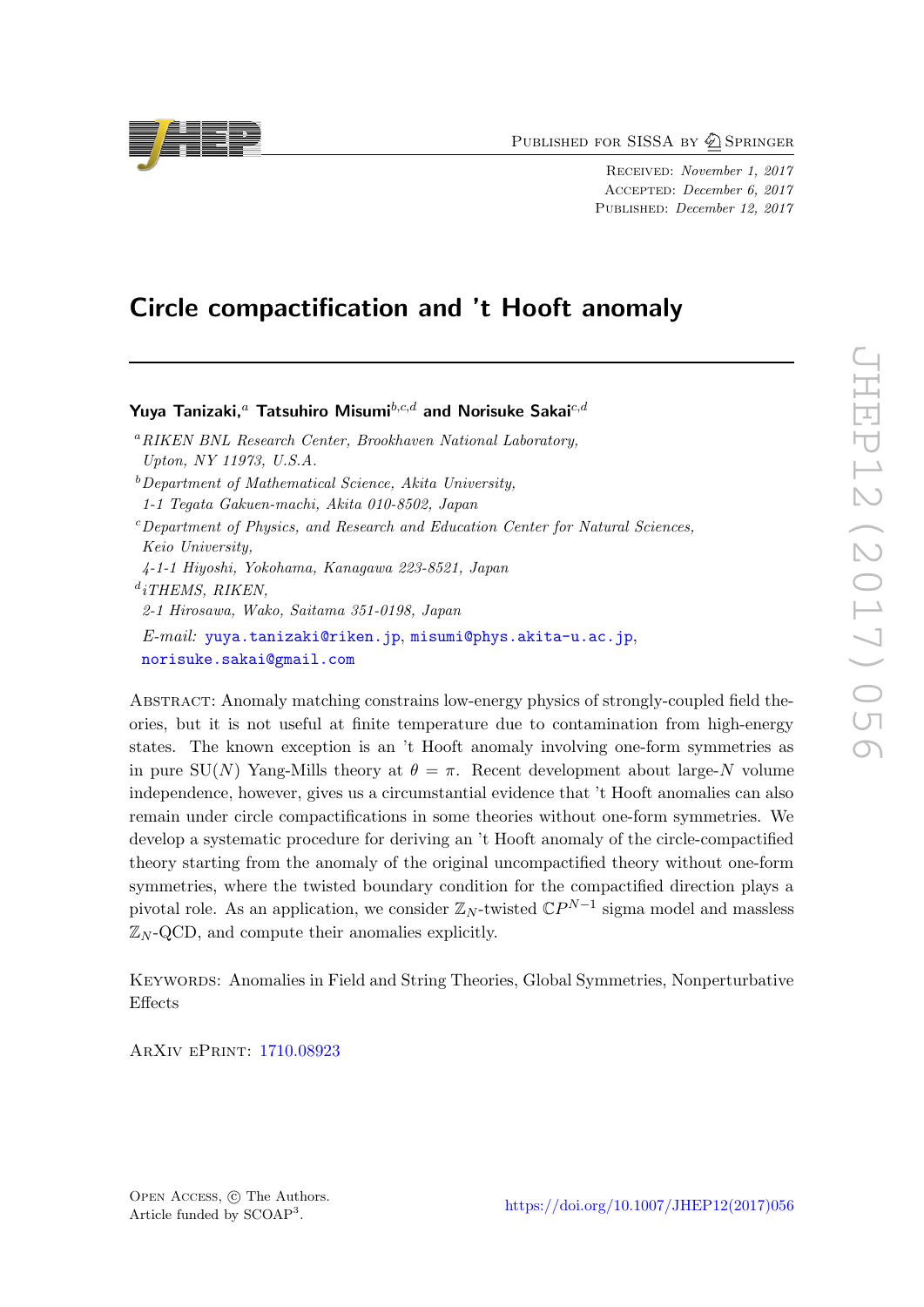# Circle compactification and 't Hooft anomaly

**Yuya Tanizaki,**[a] **Tatsuhiro Misumi**[b,c,d] **and Norisuke Sakai**[c,d]

[a] *RIKEN BNL Research Center, Brookhaven National Laboratory, Upton, NY 11973, U.S.A.*

[b] *Department of Mathematical Science, Akita University, 1-1 Tegata Gakuen-machi, Akita 010-8502, Japan*

[c] *Department of Physics, and Research and Education Center for Natural Sciences, Keio University, 4-1-1 Hiyoshi, Yokohama, Kanagawa 223-8521, Japan*

[d] *iTHEMS, RIKEN, 2-1 Hirosawa, Wako, Saitama 351-0198, Japan*

*E-mail:* yuya.tanizaki@riken.jp, misumi@phys.akita-u.ac.jp, norisuke.sakai@gmail.com

Abstract: Anomaly matching constrains low-energy physics of strongly-coupled field theories, but it is not useful at finite temperature due to contamination from high-energy states. The known exception is an 't Hooft anomaly involving one-form symmetries as in pure SU($N$) Yang-Mills theory at $\theta = \pi$. Recent development about large-$N$ volume independence, however, gives us a circumstantial evidence that 't Hooft anomalies can also remain under circle compactifications in some theories without one-form symmetries. We develop a systematic procedure for deriving an 't Hooft anomaly of the circle-compactified theory starting from the anomaly of the original uncompactified theory without one-form symmetries, where the twisted boundary condition for the compactified direction plays a pivotal role. As an application, we consider $\mathbb{Z}_N$-twisted $\mathbb{C}P^{N-1}$ sigma model and massless $\mathbb{Z}_N$-QCD, and compute their anomalies explicitly.

Keywords: Anomalies in Field and String Theories, Global Symmetries, Nonperturbative Effects

ArXiv ePrint: 1710.08923

Open Access, © The Authors. Article funded by SCOAP[3].

https://doi.org/10.1007/JHEP12(2017)056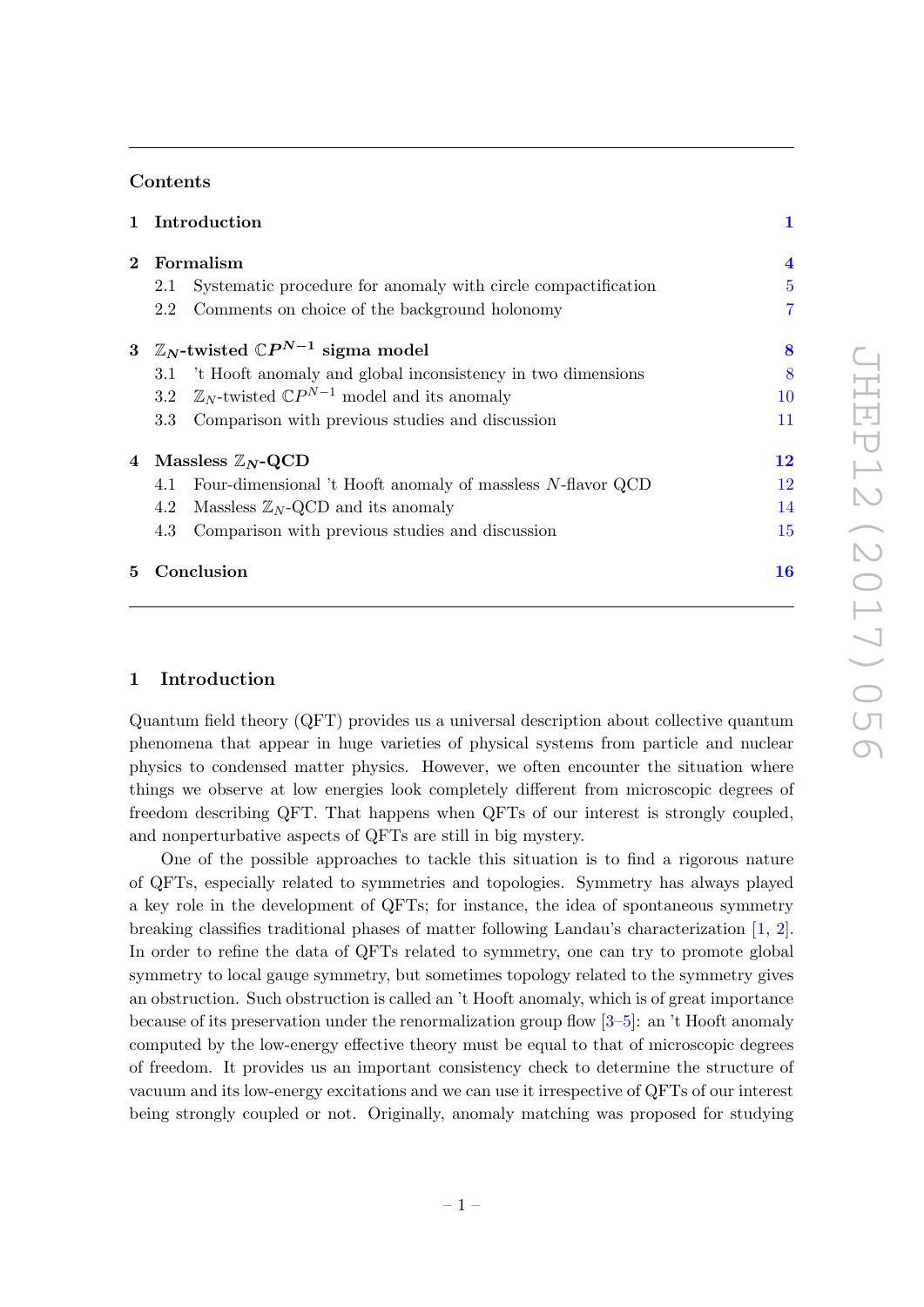## Contents

1 Introduction 1

2 Formalism 4
- 2.1 Systematic procedure for anomaly with circle compactification 5
- 2.2 Comments on choice of the background holonomy 7

3 $\mathbb{Z}_N$-twisted $\mathbb{C}P^{N-1}$ sigma model 8
- 3.1 't Hooft anomaly and global inconsistency in two dimensions 8
- 3.2 $\mathbb{Z}_N$-twisted $\mathbb{C}P^{N-1}$ model and its anomaly 10
- 3.3 Comparison with previous studies and discussion 11

4 Massless $\mathbb{Z}_N$-QCD 12
- 4.1 Four-dimensional 't Hooft anomaly of massless $N$-flavor QCD 12
- 4.2 Massless $\mathbb{Z}_N$-QCD and its anomaly 14
- 4.3 Comparison with previous studies and discussion 15

5 Conclusion 16

## 1 Introduction

Quantum field theory (QFT) provides us a universal description about collective quantum phenomena that appear in huge varieties of physical systems from particle and nuclear physics to condensed matter physics. However, we often encounter the situation where things we observe at low energies look completely different from microscopic degrees of freedom describing QFT. That happens when QFTs of our interest is strongly coupled, and nonperturbative aspects of QFTs are still in big mystery.

One of the possible approaches to tackle this situation is to find a rigorous nature of QFTs, especially related to symmetries and topologies. Symmetry has always played a key role in the development of QFTs; for instance, the idea of spontaneous symmetry breaking classifies traditional phases of matter following Landau's characterization [1, 2]. In order to refine the data of QFTs related to symmetry, one can try to promote global symmetry to local gauge symmetry, but sometimes topology related to the symmetry gives an obstruction. Such obstruction is called an 't Hooft anomaly, which is of great importance because of its preservation under the renormalization group flow [3–5]: an 't Hooft anomaly computed by the low-energy effective theory must be equal to that of microscopic degrees of freedom. It provides us an important consistency check to determine the structure of vacuum and its low-energy excitations and we can use it irrespective of QFTs of our interest being strongly coupled or not. Originally, anomaly matching was proposed for studying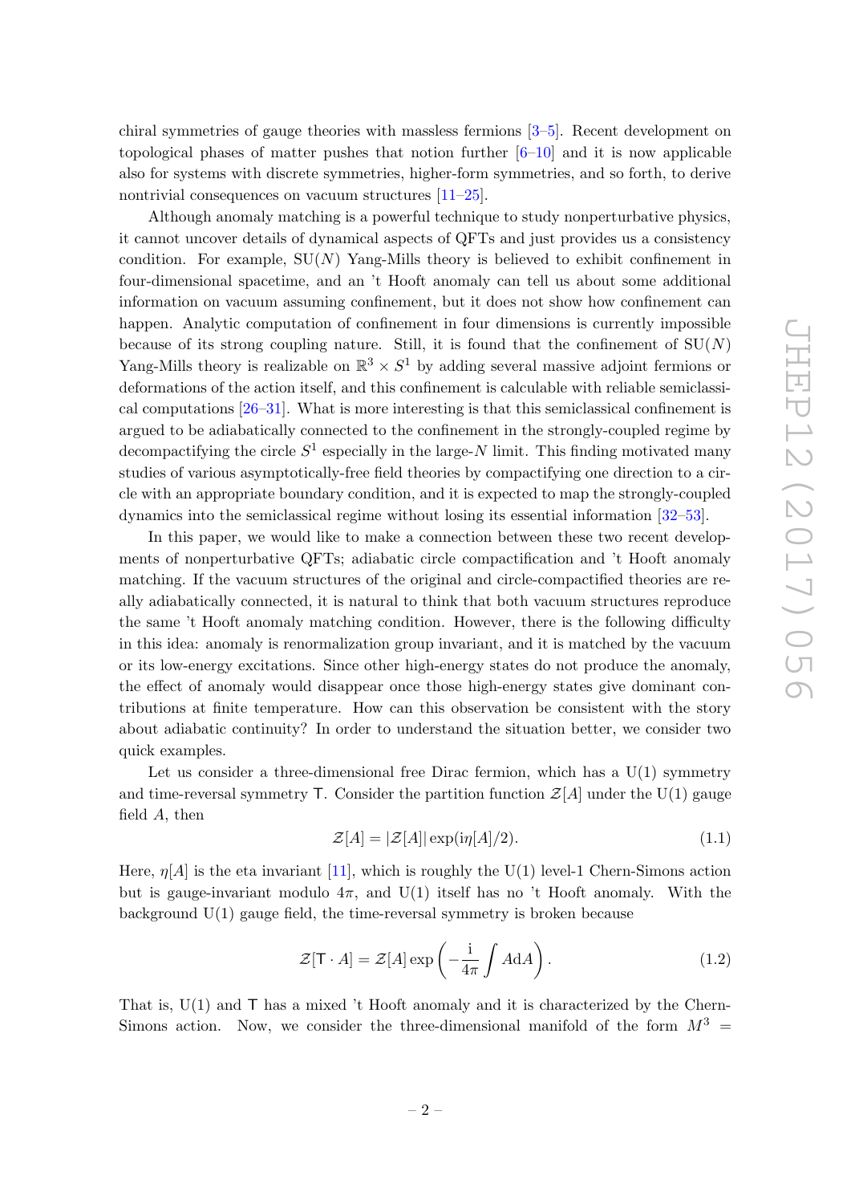chiral symmetries of gauge theories with massless fermions [3–5]. Recent development on topological phases of matter pushes that notion further [6–10] and it is now applicable also for systems with discrete symmetries, higher-form symmetries, and so forth, to derive nontrivial consequences on vacuum structures [11–25].

Although anomaly matching is a powerful technique to study nonperturbative physics, it cannot uncover details of dynamical aspects of QFTs and just provides us a consistency condition. For example, $\mathrm{SU}(N)$ Yang-Mills theory is believed to exhibit confinement in four-dimensional spacetime, and an 't Hooft anomaly can tell us about some additional information on vacuum assuming confinement, but it does not show how confinement can happen. Analytic computation of confinement in four dimensions is currently impossible because of its strong coupling nature. Still, it is found that the confinement of $\mathrm{SU}(N)$ Yang-Mills theory is realizable on $\mathbb{R}^3\times S^1$ by adding several massive adjoint fermions or deformations of the action itself, and this confinement is calculable with reliable semiclassical computations [26–31]. What is more interesting is that this semiclassical confinement is argued to be adiabatically connected to the confinement in the strongly-coupled regime by decompactifying the circle $S^1$ especially in the large-$N$ limit. This finding motivated many studies of various asymptotically-free field theories by compactifying one direction to a circle with an appropriate boundary condition, and it is expected to map the strongly-coupled dynamics into the semiclassical regime without losing its essential information [32–53].

In this paper, we would like to make a connection between these two recent developments of nonperturbative QFTs; adiabatic circle compactification and 't Hooft anomaly matching. If the vacuum structures of the original and circle-compactified theories are really adiabatically connected, it is natural to think that both vacuum structures reproduce the same 't Hooft anomaly matching condition. However, there is the following difficulty in this idea: anomaly is renormalization group invariant, and it is matched by the vacuum or its low-energy excitations. Since other high-energy states do not produce the anomaly, the effect of anomaly would disappear once those high-energy states give dominant contributions at finite temperature. How can this observation be consistent with the story about adiabatic continuity? In order to understand the situation better, we consider two quick examples.

Let us consider a three-dimensional free Dirac fermion, which has a $\mathrm{U}(1)$ symmetry and time-reversal symmetry $\mathsf{T}$. Consider the partition function $\mathcal{Z}[A]$ under the $\mathrm{U}(1)$ gauge field $A$, then

$$\mathcal{Z}[A]=|\mathcal{Z}[A]|\exp(\mathrm{i}\eta[A]/2). \tag{1.1}$$

Here, $\eta[A]$ is the eta invariant [11], which is roughly the $\mathrm{U}(1)$ level-1 Chern-Simons action but is gauge-invariant modulo $4\pi$, and $\mathrm{U}(1)$ itself has no 't Hooft anomaly. With the background $\mathrm{U}(1)$ gauge field, the time-reversal symmetry is broken because

$$\mathcal{Z}[\mathsf{T}\cdot A]=\mathcal{Z}[A]\exp\left(-\frac{\mathrm{i}}{4\pi}\int A\mathrm{d}A\right). \tag{1.2}$$

That is, $\mathrm{U}(1)$ and $\mathsf{T}$ has a mixed 't Hooft anomaly and it is characterized by the Chern-Simons action. Now, we consider the three-dimensional manifold of the form $M^3 =$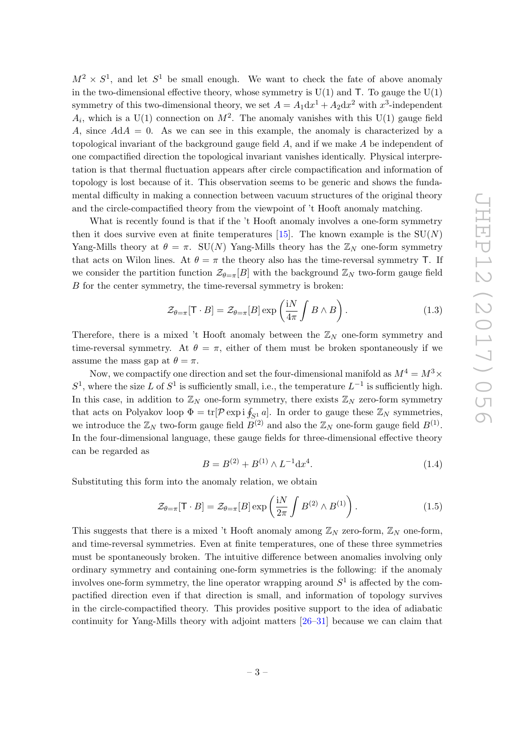$M^2 \times S^1$, and let $S^1$ be small enough. We want to check the fate of above anomaly in the two-dimensional effective theory, whose symmetry is U(1) and $\mathsf{T}$. To gauge the U(1) symmetry of this two-dimensional theory, we set $A = A_1 \mathrm{d}x^1 + A_2 \mathrm{d}x^2$ with $x^3$-independent $A_i$, which is a U(1) connection on $M^2$. The anomaly vanishes with this U(1) gauge field $A$, since $A\mathrm{d}A = 0$. As we can see in this example, the anomaly is characterized by a topological invariant of the background gauge field $A$, and if we make $A$ be independent of one compactified direction the topological invariant vanishes identically. Physical interpretation is that thermal fluctuation appears after circle compactification and information of topology is lost because of it. This observation seems to be generic and shows the fundamental difficulty in making a connection between vacuum structures of the original theory and the circle-compactified theory from the viewpoint of 't Hooft anomaly matching.

What is recently found is that if the 't Hooft anomaly involves a one-form symmetry then it does survive even at finite temperatures [15]. The known example is the SU($N$) Yang-Mills theory at $\theta = \pi$. SU($N$) Yang-Mills theory has the $\mathbb{Z}_N$ one-form symmetry that acts on Wilon lines. At $\theta = \pi$ the theory also has the time-reversal symmetry $\mathsf{T}$. If we consider the partition function $\mathcal{Z}_{\theta=\pi}[B]$ with the background $\mathbb{Z}_N$ two-form gauge field $B$ for the center symmetry, the time-reversal symmetry is broken:

$$\mathcal{Z}_{\theta=\pi}[\mathsf{T} \cdot B] = \mathcal{Z}_{\theta=\pi}[B] \exp\left(\frac{\mathrm{i}N}{4\pi} \int B \wedge B\right). \tag{1.3}$$

Therefore, there is a mixed 't Hooft anomaly between the $\mathbb{Z}_N$ one-form symmetry and time-reversal symmetry. At $\theta = \pi$, either of them must be broken spontaneously if we assume the mass gap at $\theta = \pi$.

Now, we compactify one direction and set the four-dimensional manifold as $M^4 = M^3 \times S^1$, where the size $L$ of $S^1$ is sufficiently small, i.e., the temperature $L^{-1}$ is sufficiently high. In this case, in addition to $\mathbb{Z}_N$ one-form symmetry, there exists $\mathbb{Z}_N$ zero-form symmetry that acts on Polyakov loop $\Phi = \mathrm{tr}[\mathcal{P} \exp \mathrm{i} \oint_{S^1} a]$. In order to gauge these $\mathbb{Z}_N$ symmetries, we introduce the $\mathbb{Z}_N$ two-form gauge field $B^{(2)}$ and also the $\mathbb{Z}_N$ one-form gauge field $B^{(1)}$. In the four-dimensional language, these gauge fields for three-dimensional effective theory can be regarded as

$$B = B^{(2)} + B^{(1)} \wedge L^{-1} \mathrm{d}x^4. \tag{1.4}$$

Substituting this form into the anomaly relation, we obtain

$$\mathcal{Z}_{\theta=\pi}[\mathsf{T} \cdot B] = \mathcal{Z}_{\theta=\pi}[B] \exp\left(\frac{\mathrm{i}N}{2\pi} \int B^{(2)} \wedge B^{(1)}\right). \tag{1.5}$$

This suggests that there is a mixed 't Hooft anomaly among $\mathbb{Z}_N$ zero-form, $\mathbb{Z}_N$ one-form, and time-reversal symmetries. Even at finite temperatures, one of these three symmetries must be spontaneously broken. The intuitive difference between anomalies involving only ordinary symmetry and containing one-form symmetries is the following: if the anomaly involves one-form symmetry, the line operator wrapping around $S^1$ is affected by the compactified direction even if that direction is small, and information of topology survives in the circle-compactified theory. This provides positive support to the idea of adiabatic continuity for Yang-Mills theory with adjoint matters [26–31] because we can claim that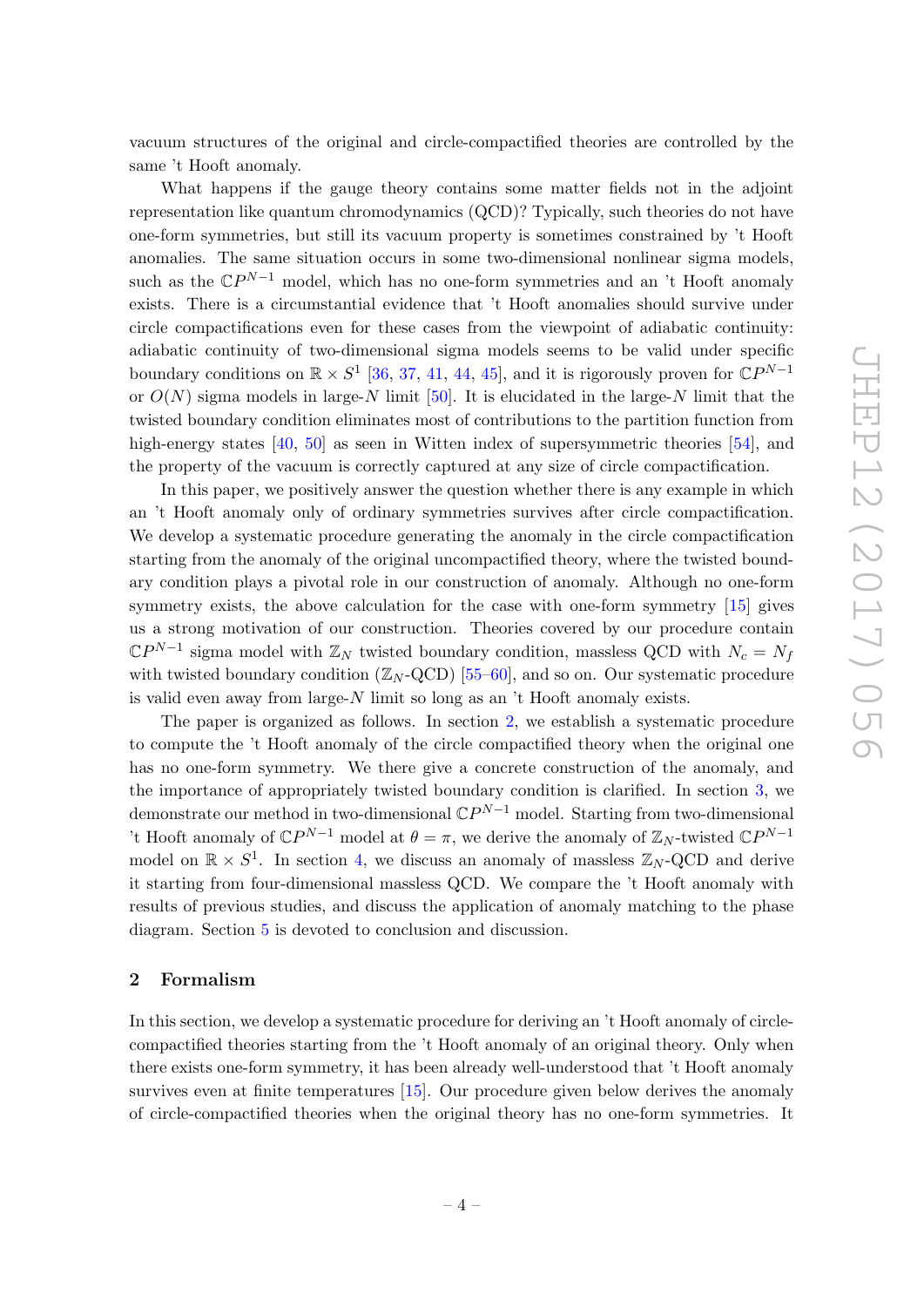vacuum structures of the original and circle-compactified theories are controlled by the same 't Hooft anomaly.

What happens if the gauge theory contains some matter fields not in the adjoint representation like quantum chromodynamics (QCD)? Typically, such theories do not have one-form symmetries, but still its vacuum property is sometimes constrained by 't Hooft anomalies. The same situation occurs in some two-dimensional nonlinear sigma models, such as the $\mathbb{C}P^{N-1}$ model, which has no one-form symmetries and an 't Hooft anomaly exists. There is a circumstantial evidence that 't Hooft anomalies should survive under circle compactifications even for these cases from the viewpoint of adiabatic continuity: adiabatic continuity of two-dimensional sigma models seems to be valid under specific boundary conditions on $\mathbb{R}\times S^1$ [36, 37, 41, 44, 45], and it is rigorously proven for $\mathbb{C}P^{N-1}$ or $O(N)$ sigma models in large-$N$ limit [50]. It is elucidated in the large-$N$ limit that the twisted boundary condition eliminates most of contributions to the partition function from high-energy states [40, 50] as seen in Witten index of supersymmetric theories [54], and the property of the vacuum is correctly captured at any size of circle compactification.

In this paper, we positively answer the question whether there is any example in which an 't Hooft anomaly only of ordinary symmetries survives after circle compactification. We develop a systematic procedure generating the anomaly in the circle compactification starting from the anomaly of the original uncompactified theory, where the twisted boundary condition plays a pivotal role in our construction of anomaly. Although no one-form symmetry exists, the above calculation for the case with one-form symmetry [15] gives us a strong motivation of our construction. Theories covered by our procedure contain $\mathbb{C}P^{N-1}$ sigma model with $\mathbb{Z}_N$ twisted boundary condition, massless QCD with $N_c = N_f$ with twisted boundary condition ($\mathbb{Z}_N$-QCD) [55–60], and so on. Our systematic procedure is valid even away from large-$N$ limit so long as an 't Hooft anomaly exists.

The paper is organized as follows. In section 2, we establish a systematic procedure to compute the 't Hooft anomaly of the circle compactified theory when the original one has no one-form symmetry. We there give a concrete construction of the anomaly, and the importance of appropriately twisted boundary condition is clarified. In section 3, we demonstrate our method in two-dimensional $\mathbb{C}P^{N-1}$ model. Starting from two-dimensional 't Hooft anomaly of $\mathbb{C}P^{N-1}$ model at $\theta = \pi$, we derive the anomaly of $\mathbb{Z}_N$-twisted $\mathbb{C}P^{N-1}$ model on $\mathbb{R}\times S^1$. In section 4, we discuss an anomaly of massless $\mathbb{Z}_N$-QCD and derive it starting from four-dimensional massless QCD. We compare the 't Hooft anomaly with results of previous studies, and discuss the application of anomaly matching to the phase diagram. Section 5 is devoted to conclusion and discussion.

## 2 Formalism

In this section, we develop a systematic procedure for deriving an 't Hooft anomaly of circle-compactified theories starting from the 't Hooft anomaly of an original theory. Only when there exists one-form symmetry, it has been already well-understood that 't Hooft anomaly survives even at finite temperatures [15]. Our procedure given below derives the anomaly of circle-compactified theories when the original theory has no one-form symmetries. It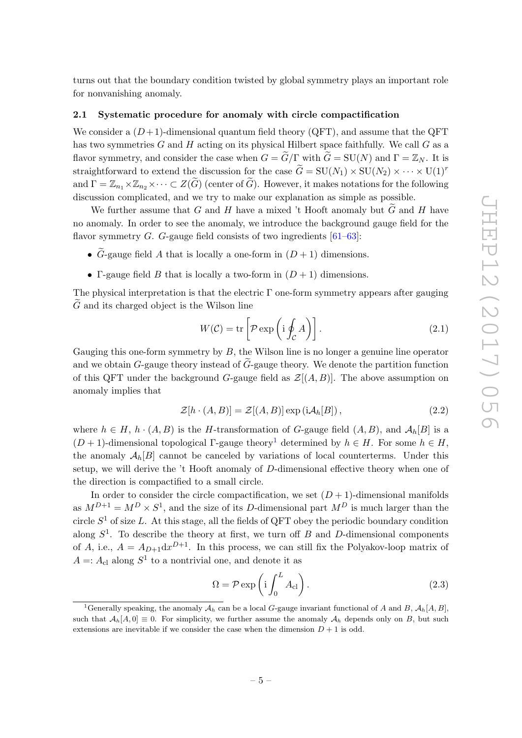turns out that the boundary condition twisted by global symmetry plays an important role for nonvanishing anomaly.

### 2.1 Systematic procedure for anomaly with circle compactification

We consider a $(D+1)$-dimensional quantum field theory (QFT), and assume that the QFT has two symmetries $G$ and $H$ acting on its physical Hilbert space faithfully. We call $G$ as a flavor symmetry, and consider the case when $G=\widetilde{G}/\Gamma$ with $\widetilde{G}=SU(N)$ and $\Gamma=\mathbb{Z}_N$. It is straightforward to extend the discussion for the case $\widetilde{G}=SU(N_1)\times SU(N_2)\times\cdots\times U(1)^r$ and $\Gamma=\mathbb{Z}_{n_1}\times\mathbb{Z}_{n_2}\times\cdots\subset Z(\widetilde{G})$ (center of $\widetilde{G}$). However, it makes notations for the following discussion complicated, and we try to make our explanation as simple as possible.

We further assume that $G$ and $H$ have a mixed 't Hooft anomaly but $\widetilde{G}$ and $H$ have no anomaly. In order to see the anomaly, we introduce the background gauge field for the flavor symmetry $G$. $G$-gauge field consists of two ingredients [61–63]:

- $\widetilde{G}$-gauge field $A$ that is locally a one-form in $(D+1)$ dimensions.
- $\Gamma$-gauge field $B$ that is locally a two-form in $(D+1)$ dimensions.

The physical interpretation is that the electric $\Gamma$ one-form symmetry appears after gauging $\widetilde{G}$ and its charged object is the Wilson line

$$W(\mathcal{C})=\mathrm{tr}\left[\mathcal{P}\exp\left(\mathrm{i}\oint_{\mathcal{C}}A\right)\right]. \tag{2.1}$$

Gauging this one-form symmetry by $B$, the Wilson line is no longer a genuine line operator and we obtain $G$-gauge theory instead of $\widetilde{G}$-gauge theory. We denote the partition function of this QFT under the background $G$-gauge field as $\mathcal{Z}[(A,B)]$. The above assumption on anomaly implies that

$$\mathcal{Z}[h\cdot(A,B)]=\mathcal{Z}[(A,B)]\exp\left(\mathrm{i}\mathcal{A}_h[B]\right), \tag{2.2}$$

where $h\in H$, $h\cdot(A,B)$ is the $H$-transformation of $G$-gauge field $(A,B)$, and $\mathcal{A}_h[B]$ is a $(D+1)$-dimensional topological $\Gamma$-gauge theory[1] determined by $h\in H$. For some $h\in H$, the anomaly $\mathcal{A}_h[B]$ cannot be canceled by variations of local counterterms. Under this setup, we will derive the 't Hooft anomaly of $D$-dimensional effective theory when one of the direction is compactified to a small circle.

In order to consider the circle compactification, we set $(D+1)$-dimensional manifolds as $M^{D+1}=M^D\times S^1$, and the size of its $D$-dimensional part $M^D$ is much larger than the circle $S^1$ of size $L$. At this stage, all the fields of QFT obey the periodic boundary condition along $S^1$. To describe the theory at first, we turn off $B$ and $D$-dimensional components of $A$, i.e., $A=A_{D+1}\mathrm{d}x^{D+1}$. In this process, we can still fix the Polyakov-loop matrix of $A=:A_{\mathrm{cl}}$ along $S^1$ to a nontrivial one, and denote it as

$$\Omega=\mathcal{P}\exp\left(\mathrm{i}\int_0^L A_{\mathrm{cl}}\right). \tag{2.3}$$

[1] Generally speaking, the anomaly $\mathcal{A}_h$ can be a local $G$-gauge invariant functional of $A$ and $B$, $\mathcal{A}_h[A,B]$, such that $\mathcal{A}_h[A,0]\equiv 0$. For simplicity, we further assume the anomaly $\mathcal{A}_h$ depends only on $B$, but such extensions are inevitable if we consider the case when the dimension $D+1$ is odd.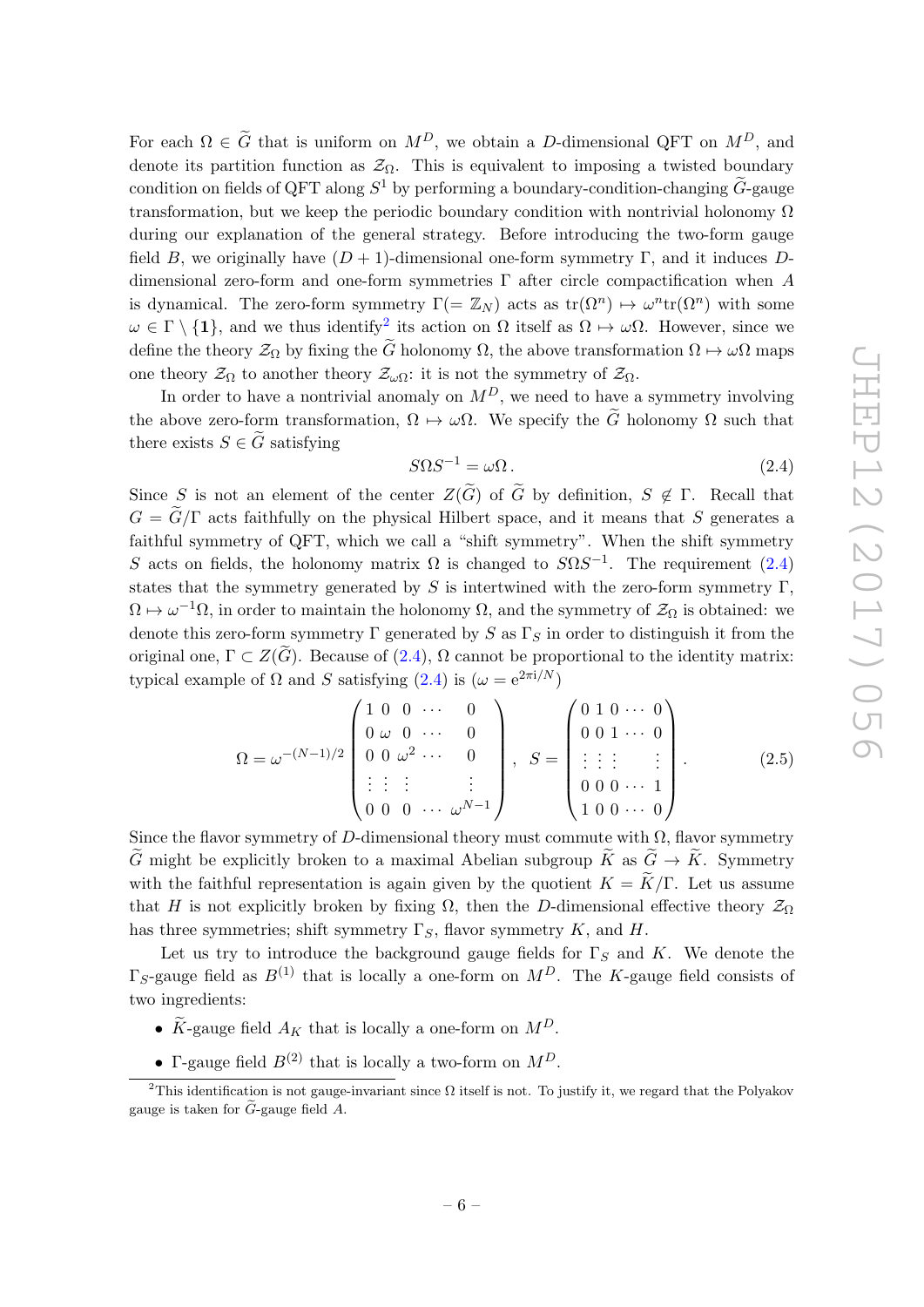For each $\Omega \in \widetilde{G}$ that is uniform on $M^D$, we obtain a $D$-dimensional QFT on $M^D$, and denote its partition function as $\mathcal{Z}_\Omega$. This is equivalent to imposing a twisted boundary condition on fields of QFT along $S^1$ by performing a boundary-condition-changing $\widetilde{G}$-gauge transformation, but we keep the periodic boundary condition with nontrivial holonomy $\Omega$ during our explanation of the general strategy. Before introducing the two-form gauge field $B$, we originally have $(D+1)$-dimensional one-form symmetry $\Gamma$, and it induces $D$-dimensional zero-form and one-form symmetries $\Gamma$ after circle compactification when $A$ is dynamical. The zero-form symmetry $\Gamma(=\mathbb{Z}_N)$ acts as $\mathrm{tr}(\Omega^n) \mapsto \omega^n \mathrm{tr}(\Omega^n)$ with some $\omega \in \Gamma \setminus \{\mathbf{1}\}$, and we thus identify[2] its action on $\Omega$ itself as $\Omega \mapsto \omega\Omega$. However, since we define the theory $\mathcal{Z}_\Omega$ by fixing the $\widetilde{G}$ holonomy $\Omega$, the above transformation $\Omega \mapsto \omega\Omega$ maps one theory $\mathcal{Z}_\Omega$ to another theory $\mathcal{Z}_{\omega\Omega}$: it is not the symmetry of $\mathcal{Z}_\Omega$.

In order to have a nontrivial anomaly on $M^D$, we need to have a symmetry involving the above zero-form transformation, $\Omega \mapsto \omega\Omega$. We specify the $\widetilde{G}$ holonomy $\Omega$ such that there exists $S \in \widetilde{G}$ satisfying

$$S\Omega S^{-1} = \omega\Omega\,. \tag{2.4}$$

Since $S$ is not an element of the center $Z(\widetilde{G})$ of $\widetilde{G}$ by definition, $S \notin \Gamma$. Recall that $G = \widetilde{G}/\Gamma$ acts faithfully on the physical Hilbert space, and it means that $S$ generates a faithful symmetry of QFT, which we call a "shift symmetry". When the shift symmetry $S$ acts on fields, the holonomy matrix $\Omega$ is changed to $S\Omega S^{-1}$. The requirement (2.4) states that the symmetry generated by $S$ is intertwined with the zero-form symmetry $\Gamma$, $\Omega \mapsto \omega^{-1}\Omega$, in order to maintain the holonomy $\Omega$, and the symmetry of $\mathcal{Z}_\Omega$ is obtained: we denote this zero-form symmetry $\Gamma$ generated by $S$ as $\Gamma_S$ in order to distinguish it from the original one, $\Gamma \subset Z(\widetilde{G})$. Because of (2.4), $\Omega$ cannot be proportional to the identity matrix: typical example of $\Omega$ and $S$ satisfying (2.4) is ($\omega = \mathrm{e}^{2\pi \mathrm{i}/N}$)

$$\Omega = \omega^{-(N-1)/2} \begin{pmatrix} 1 & 0 & 0 & \cdots & 0 \\ 0 & \omega & 0 & \cdots & 0 \\ 0 & 0 & \omega^2 & \cdots & 0 \\ \vdots & \vdots & \vdots & & \vdots \\ 0 & 0 & 0 & \cdots & \omega^{N-1} \end{pmatrix}, \quad S = \begin{pmatrix} 0 & 1 & 0 & \cdots & 0 \\ 0 & 0 & 1 & \cdots & 0 \\ \vdots & \vdots & \vdots & & \vdots \\ 0 & 0 & 0 & \cdots & 1 \\ 1 & 0 & 0 & \cdots & 0 \end{pmatrix}. \tag{2.5}$$

Since the flavor symmetry of $D$-dimensional theory must commute with $\Omega$, flavor symmetry $\widetilde{G}$ might be explicitly broken to a maximal Abelian subgroup $\widetilde{K}$ as $\widetilde{G} \to \widetilde{K}$. Symmetry with the faithful representation is again given by the quotient $K = \widetilde{K}/\Gamma$. Let us assume that $H$ is not explicitly broken by fixing $\Omega$, then the $D$-dimensional effective theory $\mathcal{Z}_\Omega$ has three symmetries; shift symmetry $\Gamma_S$, flavor symmetry $K$, and $H$.

Let us try to introduce the background gauge fields for $\Gamma_S$ and $K$. We denote the $\Gamma_S$-gauge field as $B^{(1)}$ that is locally a one-form on $M^D$. The $K$-gauge field consists of two ingredients:

- $\widetilde{K}$-gauge field $A_K$ that is locally a one-form on $M^D$.
- $\Gamma$-gauge field $B^{(2)}$ that is locally a two-form on $M^D$.

[2] This identification is not gauge-invariant since $\Omega$ itself is not. To justify it, we regard that the Polyakov gauge is taken for $\widetilde{G}$-gauge field $A$.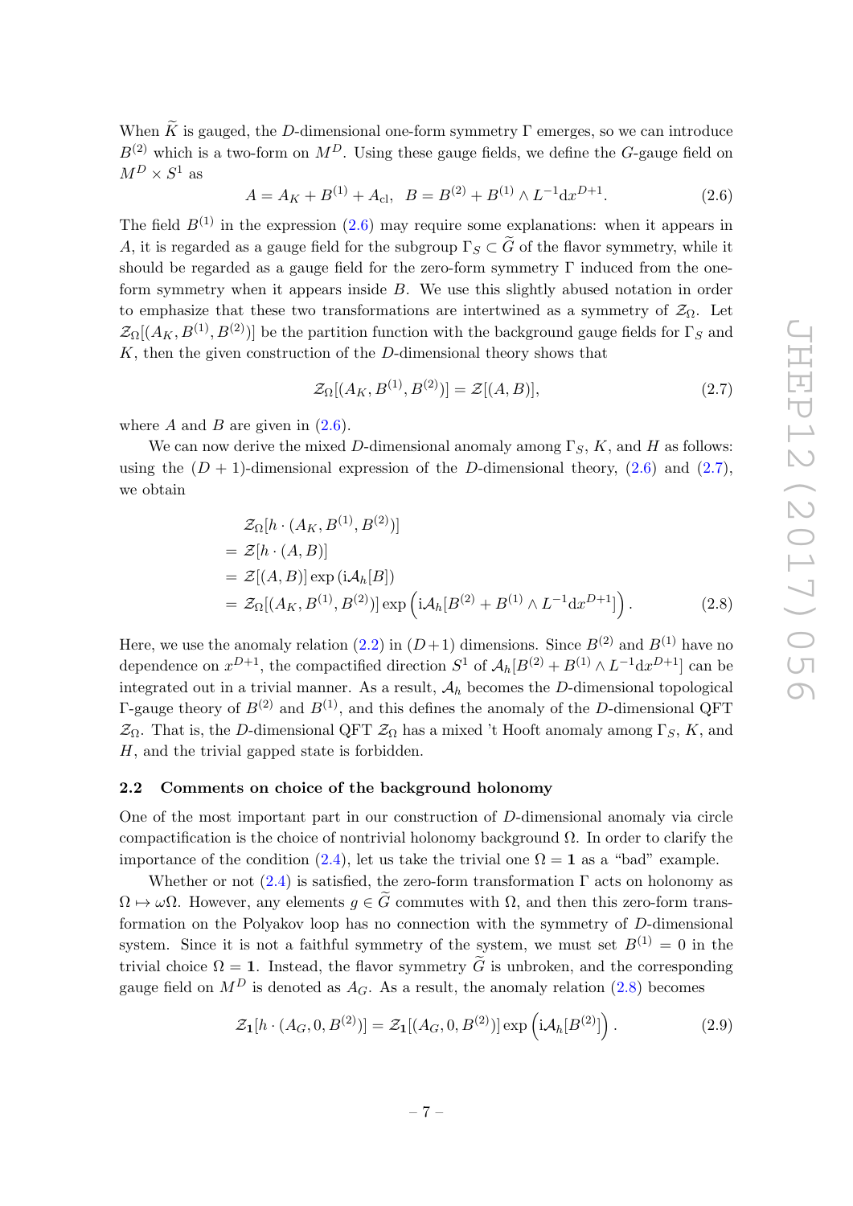When $\widetilde{K}$ is gauged, the $D$-dimensional one-form symmetry $\Gamma$ emerges, so we can introduce $B^{(2)}$ which is a two-form on $M^D$. Using these gauge fields, we define the $G$-gauge field on $M^D \times S^1$ as

$$A = A_K + B^{(1)} + A_{\rm cl}, \quad B = B^{(2)} + B^{(1)} \wedge L^{-1}{\rm d}x^{D+1}. \tag{2.6}$$

The field $B^{(1)}$ in the expression (2.6) may require some explanations: when it appears in $A$, it is regarded as a gauge field for the subgroup $\Gamma_S \subset \widetilde{G}$ of the flavor symmetry, while it should be regarded as a gauge field for the zero-form symmetry $\Gamma$ induced from the one-form symmetry when it appears inside $B$. We use this slightly abused notation in order to emphasize that these two transformations are intertwined as a symmetry of $\mathcal{Z}_\Omega$. Let $\mathcal{Z}_\Omega[(A_K, B^{(1)}, B^{(2)})]$ be the partition function with the background gauge fields for $\Gamma_S$ and $K$, then the given construction of the $D$-dimensional theory shows that

$$\mathcal{Z}_\Omega[(A_K, B^{(1)}, B^{(2)})] = \mathcal{Z}[(A, B)], \tag{2.7}$$

where $A$ and $B$ are given in (2.6).

We can now derive the mixed $D$-dimensional anomaly among $\Gamma_S$, $K$, and $H$ as follows: using the $(D+1)$-dimensional expression of the $D$-dimensional theory, (2.6) and (2.7), we obtain

$$\begin{aligned}
&\mathcal{Z}_\Omega[h \cdot (A_K, B^{(1)}, B^{(2)})] \\
&= \mathcal{Z}[h \cdot (A, B)] \\
&= \mathcal{Z}[(A, B)] \exp\left({\rm i}\mathcal{A}_h[B]\right) \\
&= \mathcal{Z}_\Omega[(A_K, B^{(1)}, B^{(2)})] \exp\left({\rm i}\mathcal{A}_h[B^{(2)} + B^{(1)} \wedge L^{-1}{\rm d}x^{D+1}]\right).
\end{aligned} \tag{2.8}$$

Here, we use the anomaly relation (2.2) in $(D+1)$ dimensions. Since $B^{(2)}$ and $B^{(1)}$ have no dependence on $x^{D+1}$, the compactified direction $S^1$ of $\mathcal{A}_h[B^{(2)} + B^{(1)} \wedge L^{-1}{\rm d}x^{D+1}]$ can be integrated out in a trivial manner. As a result, $\mathcal{A}_h$ becomes the $D$-dimensional topological $\Gamma$-gauge theory of $B^{(2)}$ and $B^{(1)}$, and this defines the anomaly of the $D$-dimensional QFT $\mathcal{Z}_\Omega$. That is, the $D$-dimensional QFT $\mathcal{Z}_\Omega$ has a mixed 't Hooft anomaly among $\Gamma_S$, $K$, and $H$, and the trivial gapped state is forbidden.

### 2.2 Comments on choice of the background holonomy

One of the most important part in our construction of $D$-dimensional anomaly via circle compactification is the choice of nontrivial holonomy background $\Omega$. In order to clarify the importance of the condition (2.4), let us take the trivial one $\Omega = \mathbf{1}$ as a "bad" example.

Whether or not (2.4) is satisfied, the zero-form transformation $\Gamma$ acts on holonomy as $\Omega \mapsto \omega\Omega$. However, any elements $g \in \widetilde{G}$ commutes with $\Omega$, and then this zero-form transformation on the Polyakov loop has no connection with the symmetry of $D$-dimensional system. Since it is not a faithful symmetry of the system, we must set $B^{(1)} = 0$ in the trivial choice $\Omega = \mathbf{1}$. Instead, the flavor symmetry $\widetilde{G}$ is unbroken, and the corresponding gauge field on $M^D$ is denoted as $A_G$. As a result, the anomaly relation (2.8) becomes

$$\mathcal{Z}_{\mathbf{1}}[h \cdot (A_G, 0, B^{(2)})] = \mathcal{Z}_{\mathbf{1}}[(A_G, 0, B^{(2)})] \exp\left({\rm i}\mathcal{A}_h[B^{(2)}]\right). \tag{2.9}$$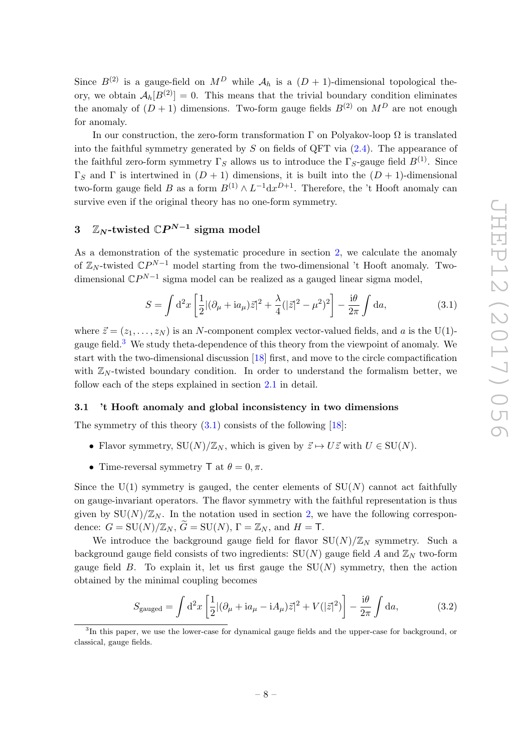Since $B^{(2)}$ is a gauge-field on $M^D$ while $\mathcal{A}_h$ is a $(D+1)$-dimensional topological theory, we obtain $\mathcal{A}_h[B^{(2)}] = 0$. This means that the trivial boundary condition eliminates the anomaly of $(D+1)$ dimensions. Two-form gauge fields $B^{(2)}$ on $M^D$ are not enough for anomaly.

In our construction, the zero-form transformation $\Gamma$ on Polyakov-loop $\Omega$ is translated into the faithful symmetry generated by $S$ on fields of QFT via (2.4). The appearance of the faithful zero-form symmetry $\Gamma_S$ allows us to introduce the $\Gamma_S$-gauge field $B^{(1)}$. Since $\Gamma_S$ and $\Gamma$ is intertwined in $(D+1)$ dimensions, it is built into the $(D+1)$-dimensional two-form gauge field $B$ as a form $B^{(1)} \wedge L^{-1} \mathrm{d}x^{D+1}$. Therefore, the 't Hooft anomaly can survive even if the original theory has no one-form symmetry.

## 3 $\mathbb{Z}_N$-twisted $\mathbb{C}P^{N-1}$ sigma model

As a demonstration of the systematic procedure in section 2, we calculate the anomaly of $\mathbb{Z}_N$-twisted $\mathbb{C}P^{N-1}$ model starting from the two-dimensional 't Hooft anomaly. Two-dimensional $\mathbb{C}P^{N-1}$ sigma model can be realized as a gauged linear sigma model,

$$S = \int \mathrm{d}^2 x \left[ \frac{1}{2} |(\partial_\mu + \mathrm{i} a_\mu)\vec{z}|^2 + \frac{\lambda}{4}(|\vec{z}|^2 - \mu^2)^2 \right] - \frac{\mathrm{i}\theta}{2\pi} \int \mathrm{d}a, \tag{3.1}$$

where $\vec{z} = (z_1, \ldots, z_N)$ is an $N$-component complex vector-valued fields, and $a$ is the U(1)-gauge field.[3] We study theta-dependence of this theory from the viewpoint of anomaly. We start with the two-dimensional discussion [18] first, and move to the circle compactification with $\mathbb{Z}_N$-twisted boundary condition. In order to understand the formalism better, we follow each of the steps explained in section 2.1 in detail.

### 3.1 't Hooft anomaly and global inconsistency in two dimensions

The symmetry of this theory (3.1) consists of the following [18]:

- Flavor symmetry, $\mathrm{SU}(N)/\mathbb{Z}_N$, which is given by $\vec{z} \mapsto U\vec{z}$ with $U \in \mathrm{SU}(N)$.
- Time-reversal symmetry $\mathsf{T}$ at $\theta = 0, \pi$.

Since the U(1) symmetry is gauged, the center elements of $\mathrm{SU}(N)$ cannot act faithfully on gauge-invariant operators. The flavor symmetry with the faithful representation is thus given by $\mathrm{SU}(N)/\mathbb{Z}_N$. In the notation used in section 2, we have the following correspondence: $G = \mathrm{SU}(N)/\mathbb{Z}_N$, $\widetilde{G} = \mathrm{SU}(N)$, $\Gamma = \mathbb{Z}_N$, and $H = \mathsf{T}$.

We introduce the background gauge field for flavor $\mathrm{SU}(N)/\mathbb{Z}_N$ symmetry. Such a background gauge field consists of two ingredients: $\mathrm{SU}(N)$ gauge field $A$ and $\mathbb{Z}_N$ two-form gauge field $B$. To explain it, let us first gauge the $\mathrm{SU}(N)$ symmetry, then the action obtained by the minimal coupling becomes

$$S_{\mathrm{gauged}} = \int \mathrm{d}^2 x \left[ \frac{1}{2} |(\partial_\mu + \mathrm{i} a_\mu - \mathrm{i} A_\mu)\vec{z}|^2 + V(|\vec{z}|^2) \right] - \frac{\mathrm{i}\theta}{2\pi} \int \mathrm{d}a, \tag{3.2}$$

[3] In this paper, we use the lower-case for dynamical gauge fields and the upper-case for background, or classical, gauge fields.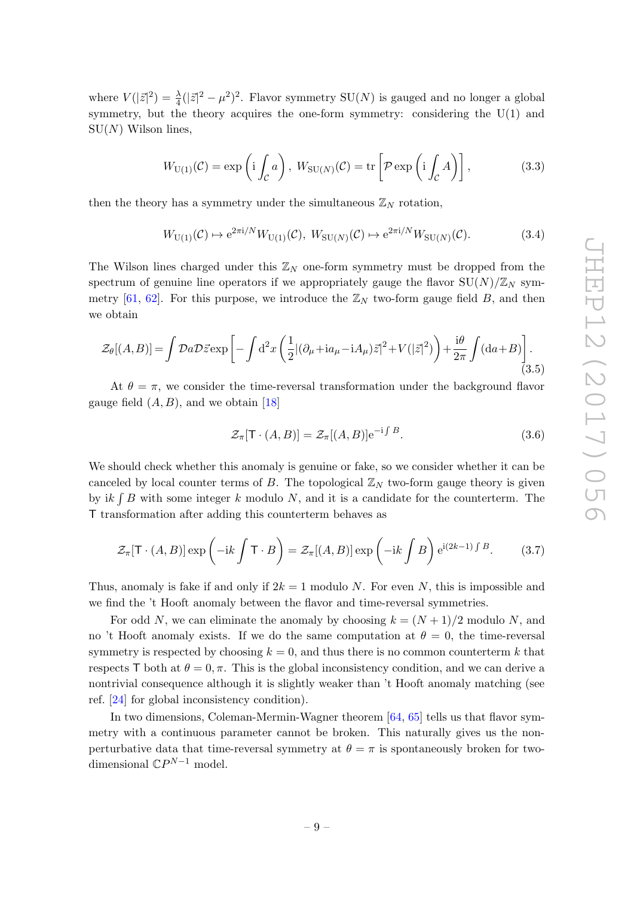where $V(|\vec{z}|^2) = \frac{\lambda}{4}(|\vec{z}|^2 - \mu^2)^2$. Flavor symmetry $\mathrm{SU}(N)$ is gauged and no longer a global symmetry, but the theory acquires the one-form symmetry: considering the $\mathrm{U}(1)$ and $\mathrm{SU}(N)$ Wilson lines,

$$W_{\mathrm{U}(1)}(\mathcal{C}) = \exp\left(\mathrm{i}\int_{\mathcal{C}} a\right),\ W_{\mathrm{SU}(N)}(\mathcal{C}) = \mathrm{tr}\left[\mathcal{P}\exp\left(\mathrm{i}\int_{\mathcal{C}} A\right)\right], \tag{3.3}$$

then the theory has a symmetry under the simultaneous $\mathbb{Z}_N$ rotation,

$$W_{\mathrm{U}(1)}(\mathcal{C}) \mapsto \mathrm{e}^{2\pi\mathrm{i}/N} W_{\mathrm{U}(1)}(\mathcal{C}),\ W_{\mathrm{SU}(N)}(\mathcal{C}) \mapsto \mathrm{e}^{2\pi\mathrm{i}/N} W_{\mathrm{SU}(N)}(\mathcal{C}). \tag{3.4}$$

The Wilson lines charged under this $\mathbb{Z}_N$ one-form symmetry must be dropped from the spectrum of genuine line operators if we appropriately gauge the flavor $\mathrm{SU}(N)/\mathbb{Z}_N$ symmetry [61, 62]. For this purpose, we introduce the $\mathbb{Z}_N$ two-form gauge field $B$, and then we obtain

$$\mathcal{Z}_\theta[(A,B)] = \int \mathcal{D}a\mathcal{D}\vec{z}\exp\left[-\int \mathrm{d}^2x\left(\frac{1}{2}|(\partial_\mu + \mathrm{i}a_\mu - \mathrm{i}A_\mu)\vec{z}|^2 + V(|\vec{z}|^2)\right) + \frac{\mathrm{i}\theta}{2\pi}\int(\mathrm{d}a + B)\right]. \tag{3.5}$$

At $\theta = \pi$, we consider the time-reversal transformation under the background flavor gauge field $(A, B)$, and we obtain [18]

$$\mathcal{Z}_\pi[\mathsf{T}\cdot(A,B)] = \mathcal{Z}_\pi[(A,B)]\mathrm{e}^{-\mathrm{i}\int B}. \tag{3.6}$$

We should check whether this anomaly is genuine or fake, so we consider whether it can be canceled by local counter terms of $B$. The topological $\mathbb{Z}_N$ two-form gauge theory is given by $\mathrm{i}k\int B$ with some integer $k$ modulo $N$, and it is a candidate for the counterterm. The $\mathsf{T}$ transformation after adding this counterterm behaves as

$$\mathcal{Z}_\pi[\mathsf{T}\cdot(A,B)]\exp\left(-\mathrm{i}k\int \mathsf{T}\cdot B\right) = \mathcal{Z}_\pi[(A,B)]\exp\left(-\mathrm{i}k\int B\right)\mathrm{e}^{\mathrm{i}(2k-1)\int B}. \tag{3.7}$$

Thus, anomaly is fake if and only if $2k = 1$ modulo $N$. For even $N$, this is impossible and we find the 't Hooft anomaly between the flavor and time-reversal symmetries.

For odd $N$, we can eliminate the anomaly by choosing $k = (N+1)/2$ modulo $N$, and no 't Hooft anomaly exists. If we do the same computation at $\theta = 0$, the time-reversal symmetry is respected by choosing $k = 0$, and thus there is no common counterterm $k$ that respects $\mathsf{T}$ both at $\theta = 0, \pi$. This is the global inconsistency condition, and we can derive a nontrivial consequence although it is slightly weaker than 't Hooft anomaly matching (see ref. [24] for global inconsistency condition).

In two dimensions, Coleman-Mermin-Wagner theorem [64, 65] tells us that flavor symmetry with a continuous parameter cannot be broken. This naturally gives us the nonperturbative data that time-reversal symmetry at $\theta = \pi$ is spontaneously broken for two-dimensional $\mathbb{C}P^{N-1}$ model.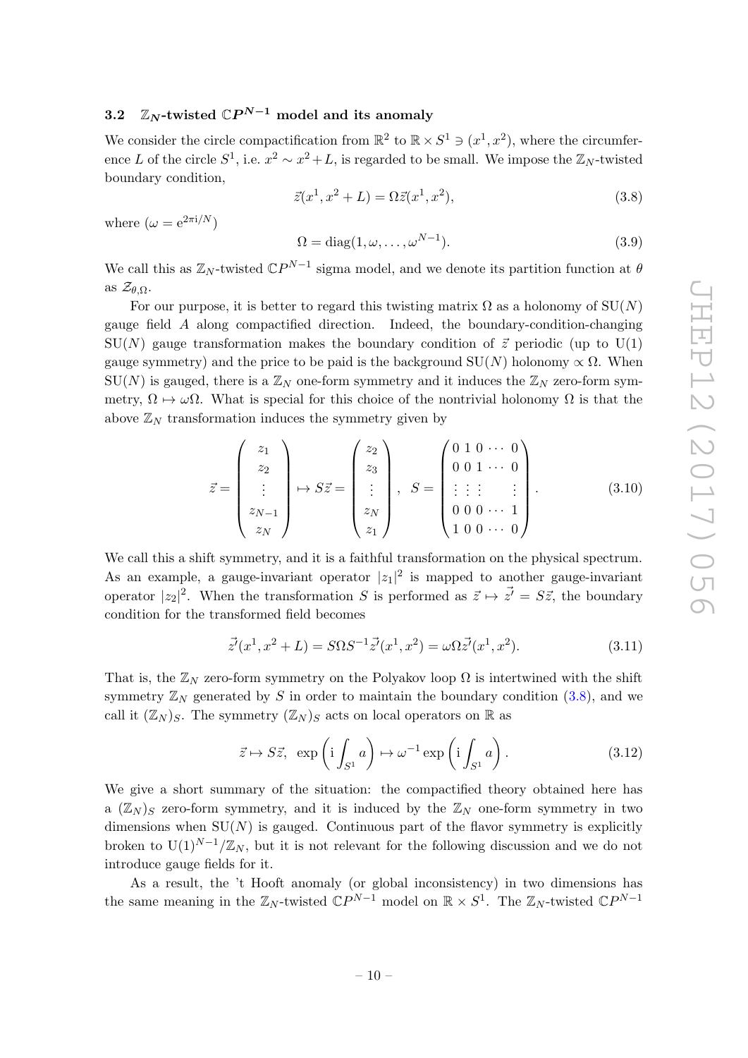### 3.2 $\mathbb{Z}_N$-twisted $\mathbb{C}P^{N-1}$ model and its anomaly

We consider the circle compactification from $\mathbb{R}^2$ to $\mathbb{R}\times S^1 \ni (x^1, x^2)$, where the circumference $L$ of the circle $S^1$, i.e. $x^2 \sim x^2 + L$, is regarded to be small. We impose the $\mathbb{Z}_N$-twisted boundary condition,

$$\vec{z}(x^1, x^2 + L) = \Omega \vec{z}(x^1, x^2), \tag{3.8}$$

where ($\omega = \mathrm{e}^{2\pi \mathrm{i}/N}$)

$$\Omega = \mathrm{diag}(1, \omega, \ldots, \omega^{N-1}). \tag{3.9}$$

We call this as $\mathbb{Z}_N$-twisted $\mathbb{C}P^{N-1}$ sigma model, and we denote its partition function at $\theta$ as $\mathcal{Z}_{\theta,\Omega}$.

For our purpose, it is better to regard this twisting matrix $\Omega$ as a holonomy of $\mathrm{SU}(N)$ gauge field $A$ along compactified direction. Indeed, the boundary-condition-changing $\mathrm{SU}(N)$ gauge transformation makes the boundary condition of $\vec{z}$ periodic (up to $\mathrm{U}(1)$ gauge symmetry) and the price to be paid is the background $\mathrm{SU}(N)$ holonomy $\propto \Omega$. When $\mathrm{SU}(N)$ is gauged, there is a $\mathbb{Z}_N$ one-form symmetry and it induces the $\mathbb{Z}_N$ zero-form symmetry, $\Omega \mapsto \omega\Omega$. What is special for this choice of the nontrivial holonomy $\Omega$ is that the above $\mathbb{Z}_N$ transformation induces the symmetry given by

$$\vec{z} = \begin{pmatrix} z_1 \\ z_2 \\ \vdots \\ z_{N-1} \\ z_N \end{pmatrix} \mapsto S\vec{z} = \begin{pmatrix} z_2 \\ z_3 \\ \vdots \\ z_N \\ z_1 \end{pmatrix}, \quad S = \begin{pmatrix} 0 & 1 & 0 & \cdots & 0 \\ 0 & 0 & 1 & \cdots & 0 \\ \vdots & \vdots & \vdots & & \vdots \\ 0 & 0 & 0 & \cdots & 1 \\ 1 & 0 & 0 & \cdots & 0 \end{pmatrix}. \tag{3.10}$$

We call this a shift symmetry, and it is a faithful transformation on the physical spectrum. As an example, a gauge-invariant operator $|z_1|^2$ is mapped to another gauge-invariant operator $|z_2|^2$. When the transformation $S$ is performed as $\vec{z} \mapsto \vec{z'} = S\vec{z}$, the boundary condition for the transformed field becomes

$$\vec{z'}(x^1, x^2 + L) = S\Omega S^{-1} \vec{z'}(x^1, x^2) = \omega\Omega \vec{z'}(x^1, x^2). \tag{3.11}$$

That is, the $\mathbb{Z}_N$ zero-form symmetry on the Polyakov loop $\Omega$ is intertwined with the shift symmetry $\mathbb{Z}_N$ generated by $S$ in order to maintain the boundary condition (3.8), and we call it $(\mathbb{Z}_N)_S$. The symmetry $(\mathbb{Z}_N)_S$ acts on local operators on $\mathbb{R}$ as

$$\vec{z} \mapsto S\vec{z}, \;\; \exp\left(\mathrm{i}\int_{S^1} a\right) \mapsto \omega^{-1} \exp\left(\mathrm{i}\int_{S^1} a\right). \tag{3.12}$$

We give a short summary of the situation: the compactified theory obtained here has a $(\mathbb{Z}_N)_S$ zero-form symmetry, and it is induced by the $\mathbb{Z}_N$ one-form symmetry in two dimensions when $\mathrm{SU}(N)$ is gauged. Continuous part of the flavor symmetry is explicitly broken to $\mathrm{U}(1)^{N-1}/\mathbb{Z}_N$, but it is not relevant for the following discussion and we do not introduce gauge fields for it.

As a result, the 't Hooft anomaly (or global inconsistency) in two dimensions has the same meaning in the $\mathbb{Z}_N$-twisted $\mathbb{C}P^{N-1}$ model on $\mathbb{R}\times S^1$. The $\mathbb{Z}_N$-twisted $\mathbb{C}P^{N-1}$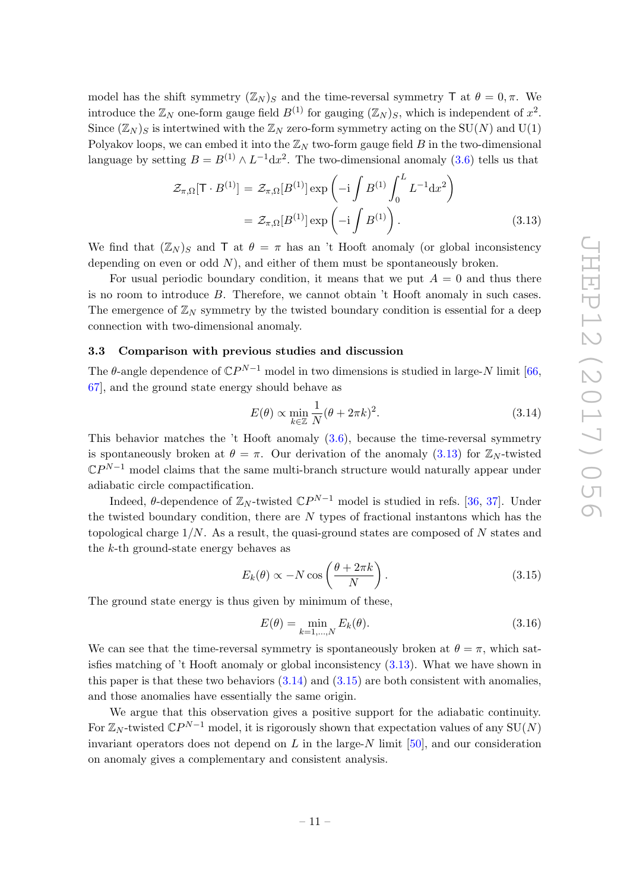model has the shift symmetry $(\mathbb{Z}_N)_S$ and the time-reversal symmetry $\mathsf{T}$ at $\theta = 0, \pi$. We introduce the $\mathbb{Z}_N$ one-form gauge field $B^{(1)}$ for gauging $(\mathbb{Z}_N)_S$, which is independent of $x^2$. Since $(\mathbb{Z}_N)_S$ is intertwined with the $\mathbb{Z}_N$ zero-form symmetry acting on the SU$(N)$ and U$(1)$ Polyakov loops, we can embed it into the $\mathbb{Z}_N$ two-form gauge field $B$ in the two-dimensional language by setting $B = B^{(1)} \wedge L^{-1}\mathrm{d}x^2$. The two-dimensional anomaly (3.6) tells us that

$$
\begin{aligned}
\mathcal{Z}_{\pi,\Omega}[\mathsf{T}\cdot B^{(1)}] &= \mathcal{Z}_{\pi,\Omega}[B^{(1)}] \exp\left(-\mathrm{i}\int B^{(1)} \int_0^L L^{-1}\mathrm{d}x^2\right) \\
&= \mathcal{Z}_{\pi,\Omega}[B^{(1)}] \exp\left(-\mathrm{i}\int B^{(1)}\right).
\end{aligned}
\tag{3.13}
$$

We find that $(\mathbb{Z}_N)_S$ and $\mathsf{T}$ at $\theta = \pi$ has an 't Hooft anomaly (or global inconsistency depending on even or odd $N$), and either of them must be spontaneously broken.

For usual periodic boundary condition, it means that we put $A = 0$ and thus there is no room to introduce $B$. Therefore, we cannot obtain 't Hooft anomaly in such cases. The emergence of $\mathbb{Z}_N$ symmetry by the twisted boundary condition is essential for a deep connection with two-dimensional anomaly.

### 3.3 Comparison with previous studies and discussion

The $\theta$-angle dependence of $\mathbb{C}P^{N-1}$ model in two dimensions is studied in large-$N$ limit [66, 67], and the ground state energy should behave as

$$
E(\theta) \propto \min_{k\in\mathbb{Z}} \frac{1}{N}(\theta + 2\pi k)^2. \tag{3.14}
$$

This behavior matches the 't Hooft anomaly (3.6), because the time-reversal symmetry is spontaneously broken at $\theta = \pi$. Our derivation of the anomaly (3.13) for $\mathbb{Z}_N$-twisted $\mathbb{C}P^{N-1}$ model claims that the same multi-branch structure would naturally appear under adiabatic circle compactification.

Indeed, $\theta$-dependence of $\mathbb{Z}_N$-twisted $\mathbb{C}P^{N-1}$ model is studied in refs. [36, 37]. Under the twisted boundary condition, there are $N$ types of fractional instantons which has the topological charge $1/N$. As a result, the quasi-ground states are composed of $N$ states and the $k$-th ground-state energy behaves as

$$
E_k(\theta) \propto -N \cos\left(\frac{\theta + 2\pi k}{N}\right). \tag{3.15}
$$

The ground state energy is thus given by minimum of these,

$$
E(\theta) = \min_{k=1,\ldots,N} E_k(\theta). \tag{3.16}
$$

We can see that the time-reversal symmetry is spontaneously broken at $\theta = \pi$, which satisfies matching of 't Hooft anomaly or global inconsistency (3.13). What we have shown in this paper is that these two behaviors (3.14) and (3.15) are both consistent with anomalies, and those anomalies have essentially the same origin.

We argue that this observation gives a positive support for the adiabatic continuity. For $\mathbb{Z}_N$-twisted $\mathbb{C}P^{N-1}$ model, it is rigorously shown that expectation values of any SU$(N)$ invariant operators does not depend on $L$ in the large-$N$ limit [50], and our consideration on anomaly gives a complementary and consistent analysis.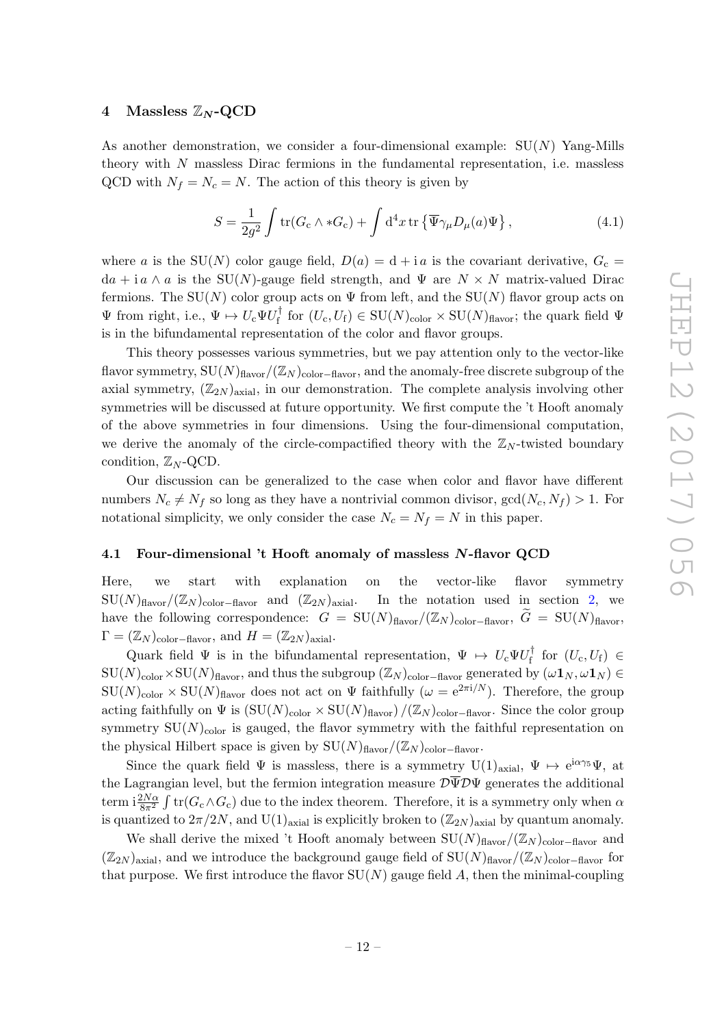## 4 Massless $\mathbb{Z}_N$-QCD

As another demonstration, we consider a four-dimensional example: $\mathrm{SU}(N)$ Yang-Mills theory with $N$ massless Dirac fermions in the fundamental representation, i.e. massless QCD with $N_f = N_c = N$. The action of this theory is given by

$$S = \frac{1}{2g^2}\int \mathrm{tr}(G_\mathrm{c}\wedge *G_\mathrm{c}) + \int \mathrm{d}^4x\, \mathrm{tr}\left\{\overline{\Psi}\gamma_\mu D_\mu(a)\Psi\right\}, \tag{4.1}$$

where $a$ is the $\mathrm{SU}(N)$ color gauge field, $D(a) = \mathrm{d} + \mathrm{i}\,a$ is the covariant derivative, $G_\mathrm{c} = \mathrm{d}a + \mathrm{i}\,a\wedge a$ is the $\mathrm{SU}(N)$-gauge field strength, and $\Psi$ are $N\times N$ matrix-valued Dirac fermions. The $\mathrm{SU}(N)$ color group acts on $\Psi$ from left, and the $\mathrm{SU}(N)$ flavor group acts on $\Psi$ from right, i.e., $\Psi\mapsto U_\mathrm{c}\Psi U_\mathrm{f}^\dagger$ for $(U_\mathrm{c}, U_\mathrm{f})\in \mathrm{SU}(N)_\mathrm{color}\times\mathrm{SU}(N)_\mathrm{flavor}$; the quark field $\Psi$ is in the bifundamental representation of the color and flavor groups.

This theory possesses various symmetries, but we pay attention only to the vector-like flavor symmetry, $\mathrm{SU}(N)_\mathrm{flavor}/(\mathbb{Z}_N)_\mathrm{color-flavor}$, and the anomaly-free discrete subgroup of the axial symmetry, $(\mathbb{Z}_{2N})_\mathrm{axial}$, in our demonstration. The complete analysis involving other symmetries will be discussed at future opportunity. We first compute the 't Hooft anomaly of the above symmetries in four dimensions. Using the four-dimensional computation, we derive the anomaly of the circle-compactified theory with the $\mathbb{Z}_N$-twisted boundary condition, $\mathbb{Z}_N$-QCD.

Our discussion can be generalized to the case when color and flavor have different numbers $N_c\neq N_f$ so long as they have a nontrivial common divisor, $\gcd(N_c, N_f) > 1$. For notational simplicity, we only consider the case $N_c = N_f = N$ in this paper.

### 4.1 Four-dimensional 't Hooft anomaly of massless $N$-flavor QCD

Here, we start with explanation on the vector-like flavor symmetry $\mathrm{SU}(N)_\mathrm{flavor}/(\mathbb{Z}_N)_\mathrm{color-flavor}$ and $(\mathbb{Z}_{2N})_\mathrm{axial}$. In the notation used in section 2, we have the following correspondence: $G = \mathrm{SU}(N)_\mathrm{flavor}/(\mathbb{Z}_N)_\mathrm{color-flavor}$, $\widetilde{G} = \mathrm{SU}(N)_\mathrm{flavor}$, $\Gamma = (\mathbb{Z}_N)_\mathrm{color-flavor}$, and $H = (\mathbb{Z}_{2N})_\mathrm{axial}$.

Quark field $\Psi$ is in the bifundamental representation, $\Psi\mapsto U_\mathrm{c}\Psi U_\mathrm{f}^\dagger$ for $(U_\mathrm{c}, U_\mathrm{f})\in \mathrm{SU}(N)_\mathrm{color}\times\mathrm{SU}(N)_\mathrm{flavor}$, and thus the subgroup $(\mathbb{Z}_N)_\mathrm{color-flavor}$ generated by $(\omega\mathbf{1}_N, \omega\mathbf{1}_N)\in \mathrm{SU}(N)_\mathrm{color}\times\mathrm{SU}(N)_\mathrm{flavor}$ does not act on $\Psi$ faithfully ($\omega = \mathrm{e}^{2\pi\mathrm{i}/N}$). Therefore, the group acting faithfully on $\Psi$ is $\left(\mathrm{SU}(N)_\mathrm{color}\times\mathrm{SU}(N)_\mathrm{flavor}\right)/(\mathbb{Z}_N)_\mathrm{color-flavor}$. Since the color group symmetry $\mathrm{SU}(N)_\mathrm{color}$ is gauged, the flavor symmetry with the faithful representation on the physical Hilbert space is given by $\mathrm{SU}(N)_\mathrm{flavor}/(\mathbb{Z}_N)_\mathrm{color-flavor}$.

Since the quark field $\Psi$ is massless, there is a symmetry $\mathrm{U}(1)_\mathrm{axial}$, $\Psi\mapsto \mathrm{e}^{\mathrm{i}\alpha\gamma_5}\Psi$, at the Lagrangian level, but the fermion integration measure $\mathcal{D}\overline{\Psi}\mathcal{D}\Psi$ generates the additional term $\mathrm{i}\frac{2N\alpha}{8\pi^2}\int\mathrm{tr}(G_\mathrm{c}\wedge G_\mathrm{c})$ due to the index theorem. Therefore, it is a symmetry only when $\alpha$ is quantized to $2\pi/2N$, and $\mathrm{U}(1)_\mathrm{axial}$ is explicitly broken to $(\mathbb{Z}_{2N})_\mathrm{axial}$ by quantum anomaly.

We shall derive the mixed 't Hooft anomaly between $\mathrm{SU}(N)_\mathrm{flavor}/(\mathbb{Z}_N)_\mathrm{color-flavor}$ and $(\mathbb{Z}_{2N})_\mathrm{axial}$, and we introduce the background gauge field of $\mathrm{SU}(N)_\mathrm{flavor}/(\mathbb{Z}_N)_\mathrm{color-flavor}$ for that purpose. We first introduce the flavor $\mathrm{SU}(N)$ gauge field $A$, then the minimal-coupling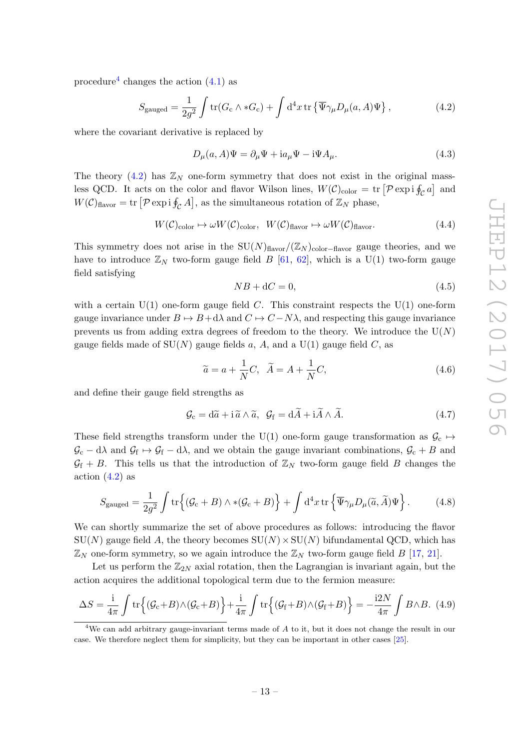procedure[4] changes the action (4.1) as

$$S_{\rm gauged} = \frac{1}{2g^2}\int \mathrm{tr}(G_{\rm c}\wedge * G_{\rm c}) + \int \mathrm{d}^4x\, \mathrm{tr}\left\{\overline{\Psi}\gamma_\mu D_\mu(a,A)\Psi\right\}, \tag{4.2}$$

where the covariant derivative is replaced by

$$D_\mu(a,A)\Psi = \partial_\mu \Psi + \mathrm{i} a_\mu \Psi - \mathrm{i}\Psi A_\mu. \tag{4.3}$$

The theory (4.2) has $\mathbb{Z}_N$ one-form symmetry that does not exist in the original massless QCD. It acts on the color and flavor Wilson lines, $W(\mathcal{C})_{\rm color} = \mathrm{tr}\left[\mathcal{P}\exp \mathrm{i}\oint_{\mathcal{C}} a\right]$ and $W(\mathcal{C})_{\rm flavor} = \mathrm{tr}\left[\mathcal{P}\exp \mathrm{i}\oint_{\mathcal{C}} A\right]$, as the simultaneous rotation of $\mathbb{Z}_N$ phase,

$$W(\mathcal{C})_{\rm color} \mapsto \omega W(\mathcal{C})_{\rm color}, \;\; W(\mathcal{C})_{\rm flavor} \mapsto \omega W(\mathcal{C})_{\rm flavor}. \tag{4.4}$$

This symmetry does not arise in the $\mathrm{SU}(N)_{\rm flavor}/(\mathbb{Z}_N)_{\rm color-flavor}$ gauge theories, and we have to introduce $\mathbb{Z}_N$ two-form gauge field $B$ [61, 62], which is a U(1) two-form gauge field satisfying

$$NB + \mathrm{d}C = 0, \tag{4.5}$$

with a certain U(1) one-form gauge field $C$. This constraint respects the U(1) one-form gauge invariance under $B\mapsto B + \mathrm{d}\lambda$ and $C \mapsto C - N\lambda$, and respecting this gauge invariance prevents us from adding extra degrees of freedom to the theory. We introduce the $\mathrm{U}(N)$ gauge fields made of $\mathrm{SU}(N)$ gauge fields $a$, $A$, and a U(1) gauge field $C$, as

$$\widetilde{a} = a + \frac{1}{N}C, \;\; \widetilde{A} = A + \frac{1}{N}C, \tag{4.6}$$

and define their gauge field strengths as

$$\mathcal{G}_{\rm c} = \mathrm{d}\widetilde{a} + \mathrm{i}\,\widetilde{a}\wedge\widetilde{a}, \;\; \mathcal{G}_{\rm f} = \mathrm{d}\widetilde{A} + \mathrm{i}\widetilde{A}\wedge \widetilde{A}. \tag{4.7}$$

These field strengths transform under the U(1) one-form gauge transformation as $\mathcal{G}_{\rm c}\mapsto \mathcal{G}_{\rm c} - \mathrm{d}\lambda$ and $\mathcal{G}_{\rm f} \mapsto \mathcal{G}_{\rm f} - \mathrm{d}\lambda$, and we obtain the gauge invariant combinations, $\mathcal{G}_{\rm c} + B$ and $\mathcal{G}_{\rm f} + B$. This tells us that the introduction of $\mathbb{Z}_N$ two-form gauge field $B$ changes the action (4.2) as

$$S_{\rm gauged} = \frac{1}{2g^2}\int \mathrm{tr}\Big\{(\mathcal{G}_{\rm c}+B)\wedge *(\mathcal{G}_{\rm c}+B)\Big\} + \int \mathrm{d}^4x\,\mathrm{tr}\left\{\overline{\Psi}\gamma_\mu D_\mu(\widetilde{a},\widetilde{A})\Psi\right\}. \tag{4.8}$$

We can shortly summarize the set of above procedures as follows: introducing the flavor $\mathrm{SU}(N)$ gauge field $A$, the theory becomes $\mathrm{SU}(N)\times\mathrm{SU}(N)$ bifundamental QCD, which has $\mathbb{Z}_N$ one-form symmetry, so we again introduce the $\mathbb{Z}_N$ two-form gauge field $B$ [17, 21].

Let us perform the $\mathbb{Z}_{2N}$ axial rotation, then the Lagrangian is invariant again, but the action acquires the additional topological term due to the fermion measure:

$$\Delta S = \frac{\mathrm{i}}{4\pi}\int \mathrm{tr}\Big\{(\mathcal{G}_{\rm c}{+}B)\wedge(\mathcal{G}_{\rm c}{+}B)\Big\} + \frac{\mathrm{i}}{4\pi}\int \mathrm{tr}\Big\{(\mathcal{G}_{\rm f}{+}B)\wedge(\mathcal{G}_{\rm f}{+}B)\Big\} = -\frac{\mathrm{i}2N}{4\pi}\int B\wedge B. \tag{4.9}$$

[4] We can add arbitrary gauge-invariant terms made of $A$ to it, but it does not change the result in our case. We therefore neglect them for simplicity, but they can be important in other cases [25].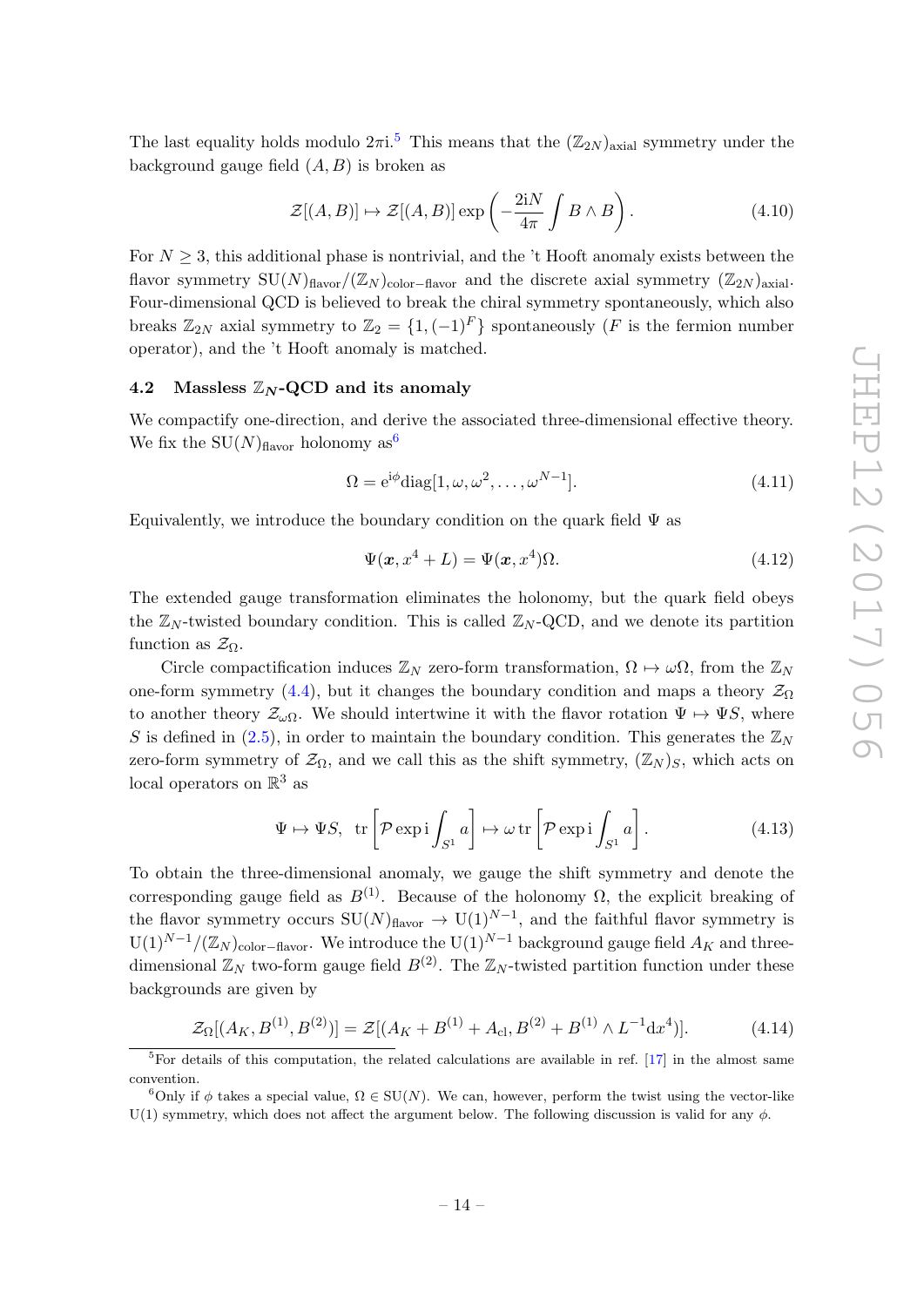The last equality holds modulo $2\pi \mathrm{i}$.[5] This means that the $(\mathbb{Z}_{2N})_{\mathrm{axial}}$ symmetry under the background gauge field $(A, B)$ is broken as

$$\mathcal{Z}[(A,B)] \mapsto \mathcal{Z}[(A,B)] \exp\left(-\frac{2\mathrm{i}N}{4\pi}\int B\wedge B\right). \tag{4.10}$$

For $N \geq 3$, this additional phase is nontrivial, and the 't Hooft anomaly exists between the flavor symmetry $\mathrm{SU}(N)_{\mathrm{flavor}}/(\mathbb{Z}_N)_{\mathrm{color-flavor}}$ and the discrete axial symmetry $(\mathbb{Z}_{2N})_{\mathrm{axial}}$. Four-dimensional QCD is believed to break the chiral symmetry spontaneously, which also breaks $\mathbb{Z}_{2N}$ axial symmetry to $\mathbb{Z}_2 = \{1, (-1)^F\}$ spontaneously ($F$ is the fermion number operator), and the 't Hooft anomaly is matched.

### 4.2 Massless $\mathbb{Z}_N$-QCD and its anomaly

We compactify one-direction, and derive the associated three-dimensional effective theory. We fix the $\mathrm{SU}(N)_{\mathrm{flavor}}$ holonomy as[6]

$$\Omega = \mathrm{e}^{\mathrm{i}\phi}\mathrm{diag}[1, \omega, \omega^2, \dots, \omega^{N-1}]. \tag{4.11}$$

Equivalently, we introduce the boundary condition on the quark field $\Psi$ as

$$\Psi(\boldsymbol{x}, x^4 + L) = \Psi(\boldsymbol{x}, x^4)\Omega. \tag{4.12}$$

The extended gauge transformation eliminates the holonomy, but the quark field obeys the $\mathbb{Z}_N$-twisted boundary condition. This is called $\mathbb{Z}_N$-QCD, and we denote its partition function as $\mathcal{Z}_\Omega$.

Circle compactification induces $\mathbb{Z}_N$ zero-form transformation, $\Omega \mapsto \omega\Omega$, from the $\mathbb{Z}_N$ one-form symmetry (4.4), but it changes the boundary condition and maps a theory $\mathcal{Z}_\Omega$ to another theory $\mathcal{Z}_{\omega\Omega}$. We should intertwine it with the flavor rotation $\Psi \mapsto \Psi S$, where $S$ is defined in (2.5), in order to maintain the boundary condition. This generates the $\mathbb{Z}_N$ zero-form symmetry of $\mathcal{Z}_\Omega$, and we call this as the shift symmetry, $(\mathbb{Z}_N)_S$, which acts on local operators on $\mathbb{R}^3$ as

$$\Psi \mapsto \Psi S,\ \ \mathrm{tr}\left[\mathcal{P}\exp \mathrm{i}\int_{S^1} a\right] \mapsto \omega\, \mathrm{tr}\left[\mathcal{P}\exp \mathrm{i}\int_{S^1} a\right]. \tag{4.13}$$

To obtain the three-dimensional anomaly, we gauge the shift symmetry and denote the corresponding gauge field as $B^{(1)}$. Because of the holonomy $\Omega$, the explicit breaking of the flavor symmetry occurs $\mathrm{SU}(N)_{\mathrm{flavor}} \to \mathrm{U}(1)^{N-1}$, and the faithful flavor symmetry is $\mathrm{U}(1)^{N-1}/(\mathbb{Z}_N)_{\mathrm{color-flavor}}$. We introduce the $\mathrm{U}(1)^{N-1}$ background gauge field $A_K$ and three-dimensional $\mathbb{Z}_N$ two-form gauge field $B^{(2)}$. The $\mathbb{Z}_N$-twisted partition function under these backgrounds are given by

$$\mathcal{Z}_\Omega[(A_K, B^{(1)}, B^{(2)})] = \mathcal{Z}[(A_K + B^{(1)} + A_{\mathrm{cl}}, B^{(2)} + B^{(1)} \wedge L^{-1}\mathrm{d}x^4)]. \tag{4.14}$$

---

[5] For details of this computation, the related calculations are available in ref. [17] in the almost same convention.

[6] Only if $\phi$ takes a special value, $\Omega \in \mathrm{SU}(N)$. We can, however, perform the twist using the vector-like $\mathrm{U}(1)$ symmetry, which does not affect the argument below. The following discussion is valid for any $\phi$.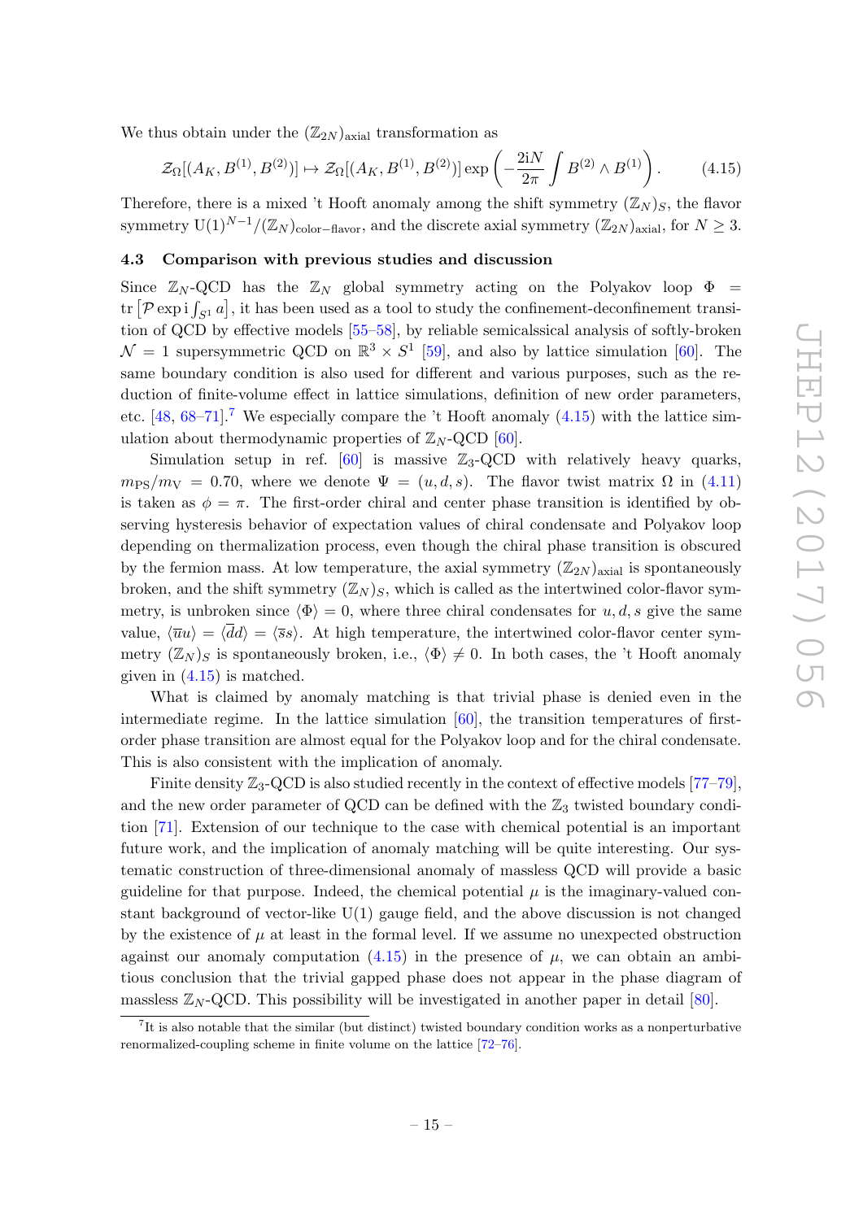We thus obtain under the $(\mathbb{Z}_{2N})_{\rm axial}$ transformation as

$$\mathcal{Z}_\Omega[(A_K, B^{(1)}, B^{(2)})] \mapsto \mathcal{Z}_\Omega[(A_K, B^{(1)}, B^{(2)})] \exp\left(-\frac{2\mathrm{i}N}{2\pi}\int B^{(2)} \wedge B^{(1)}\right). \tag{4.15}$$

Therefore, there is a mixed 't Hooft anomaly among the shift symmetry $(\mathbb{Z}_N)_S$, the flavor symmetry $\mathrm{U}(1)^{N-1}/(\mathbb{Z}_N)_{\rm color-flavor}$, and the discrete axial symmetry $(\mathbb{Z}_{2N})_{\rm axial}$, for $N \geq 3$.

### 4.3 Comparison with previous studies and discussion

Since $\mathbb{Z}_N$-QCD has the $\mathbb{Z}_N$ global symmetry acting on the Polyakov loop $\Phi = \mathrm{tr}\left[\mathcal{P}\exp \mathrm{i}\int_{S^1} a\right]$, it has been used as a tool to study the confinement-deconfinement transition of QCD by effective models [55–58], by reliable semicalssical analysis of softly-broken $\mathcal{N}=1$ supersymmetric QCD on $\mathbb{R}^3\times S^1$ [59], and also by lattice simulation [60]. The same boundary condition is also used for different and various purposes, such as the reduction of finite-volume effect in lattice simulations, definition of new order parameters, etc. [48, 68–71].[7] We especially compare the 't Hooft anomaly (4.15) with the lattice simulation about thermodynamic properties of $\mathbb{Z}_N$-QCD [60].

Simulation setup in ref. [60] is massive $\mathbb{Z}_3$-QCD with relatively heavy quarks, $m_{\rm PS}/m_{\rm V} = 0.70$, where we denote $\Psi = (u, d, s)$. The flavor twist matrix $\Omega$ in (4.11) is taken as $\phi = \pi$. The first-order chiral and center phase transition is identified by observing hysteresis behavior of expectation values of chiral condensate and Polyakov loop depending on thermalization process, even though the chiral phase transition is obscured by the fermion mass. At low temperature, the axial symmetry $(\mathbb{Z}_{2N})_{\rm axial}$ is spontaneously broken, and the shift symmetry $(\mathbb{Z}_N)_S$, which is called as the intertwined color-flavor symmetry, is unbroken since $\langle\Phi\rangle = 0$, where three chiral condensates for $u, d, s$ give the same value, $\langle\overline{u}u\rangle = \langle\overline{d}d\rangle = \langle\overline{s}s\rangle$. At high temperature, the intertwined color-flavor center symmetry $(\mathbb{Z}_N)_S$ is spontaneously broken, i.e., $\langle\Phi\rangle \neq 0$. In both cases, the 't Hooft anomaly given in (4.15) is matched.

What is claimed by anomaly matching is that trivial phase is denied even in the intermediate regime. In the lattice simulation [60], the transition temperatures of first-order phase transition are almost equal for the Polyakov loop and for the chiral condensate. This is also consistent with the implication of anomaly.

Finite density $\mathbb{Z}_3$-QCD is also studied recently in the context of effective models [77–79], and the new order parameter of QCD can be defined with the $\mathbb{Z}_3$ twisted boundary condition [71]. Extension of our technique to the case with chemical potential is an important future work, and the implication of anomaly matching will be quite interesting. Our systematic construction of three-dimensional anomaly of massless QCD will provide a basic guideline for that purpose. Indeed, the chemical potential $\mu$ is the imaginary-valued constant background of vector-like $\mathrm{U}(1)$ gauge field, and the above discussion is not changed by the existence of $\mu$ at least in the formal level. If we assume no unexpected obstruction against our anomaly computation (4.15) in the presence of $\mu$, we can obtain an ambitious conclusion that the trivial gapped phase does not appear in the phase diagram of massless $\mathbb{Z}_N$-QCD. This possibility will be investigated in another paper in detail [80].

[7] It is also notable that the similar (but distinct) twisted boundary condition works as a nonperturbative renormalized-coupling scheme in finite volume on the lattice [72–76].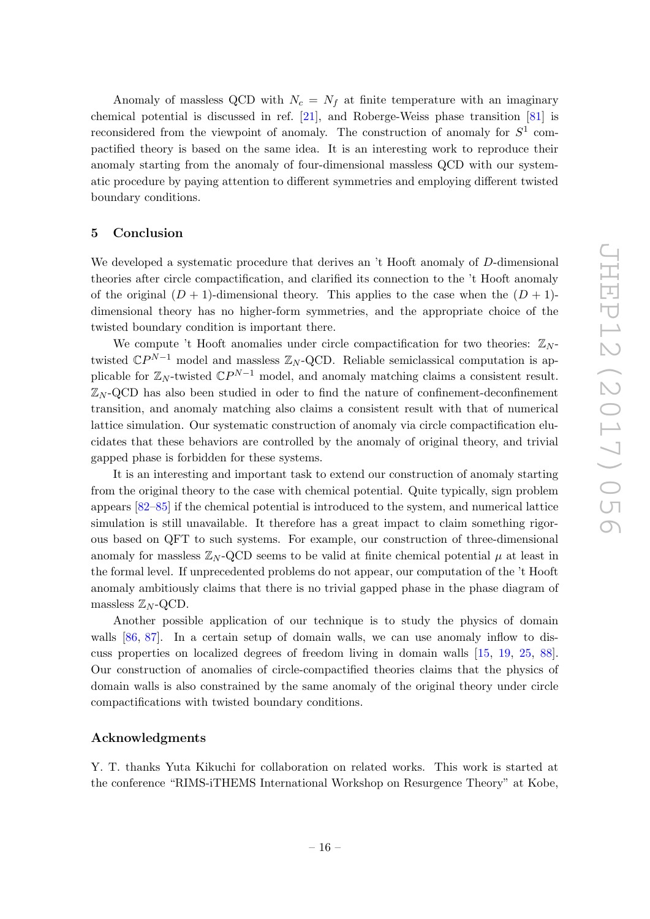Anomaly of massless QCD with $N_c = N_f$ at finite temperature with an imaginary chemical potential is discussed in ref. [21], and Roberge-Weiss phase transition [81] is reconsidered from the viewpoint of anomaly. The construction of anomaly for $S^1$ compactified theory is based on the same idea. It is an interesting work to reproduce their anomaly starting from the anomaly of four-dimensional massless QCD with our systematic procedure by paying attention to different symmetries and employing different twisted boundary conditions.

## 5 Conclusion

We developed a systematic procedure that derives an 't Hooft anomaly of $D$-dimensional theories after circle compactification, and clarified its connection to the 't Hooft anomaly of the original $(D+1)$-dimensional theory. This applies to the case when the $(D+1)$-dimensional theory has no higher-form symmetries, and the appropriate choice of the twisted boundary condition is important there.

We compute 't Hooft anomalies under circle compactification for two theories: $\mathbb{Z}_N$-twisted $\mathbb{C}P^{N-1}$ model and massless $\mathbb{Z}_N$-QCD. Reliable semiclassical computation is applicable for $\mathbb{Z}_N$-twisted $\mathbb{C}P^{N-1}$ model, and anomaly matching claims a consistent result. $\mathbb{Z}_N$-QCD has also been studied in oder to find the nature of confinement-deconfinement transition, and anomaly matching also claims a consistent result with that of numerical lattice simulation. Our systematic construction of anomaly via circle compactification elucidates that these behaviors are controlled by the anomaly of original theory, and trivial gapped phase is forbidden for these systems.

It is an interesting and important task to extend our construction of anomaly starting from the original theory to the case with chemical potential. Quite typically, sign problem appears [82–85] if the chemical potential is introduced to the system, and numerical lattice simulation is still unavailable. It therefore has a great impact to claim something rigorous based on QFT to such systems. For example, our construction of three-dimensional anomaly for massless $\mathbb{Z}_N$-QCD seems to be valid at finite chemical potential $\mu$ at least in the formal level. If unprecedented problems do not appear, our computation of the 't Hooft anomaly ambitiously claims that there is no trivial gapped phase in the phase diagram of massless $\mathbb{Z}_N$-QCD.

Another possible application of our technique is to study the physics of domain walls [86, 87]. In a certain setup of domain walls, we can use anomaly inflow to discuss properties on localized degrees of freedom living in domain walls [15, 19, 25, 88]. Our construction of anomalies of circle-compactified theories claims that the physics of domain walls is also constrained by the same anomaly of the original theory under circle compactifications with twisted boundary conditions.

## Acknowledgments

Y. T. thanks Yuta Kikuchi for collaboration on related works. This work is started at the conference "RIMS-iTHEMS International Workshop on Resurgence Theory" at Kobe,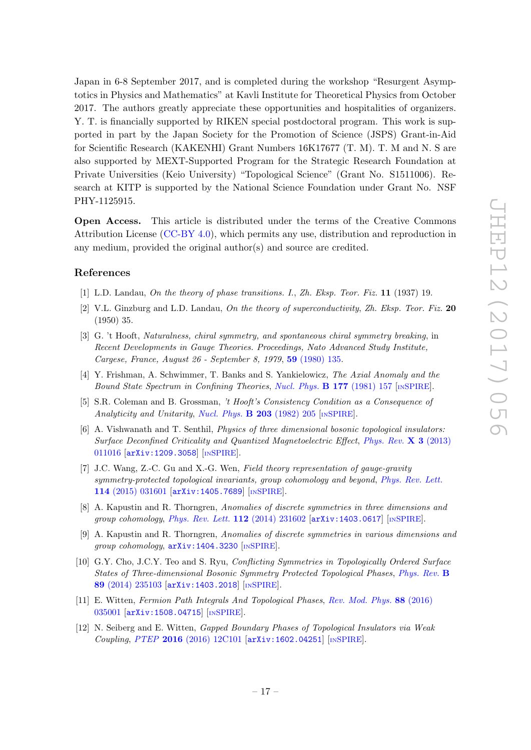Japan in 6-8 September 2017, and is completed during the workshop "Resurgent Asymptotics in Physics and Mathematics" at Kavli Institute for Theoretical Physics from October 2017. The authors greatly appreciate these opportunities and hospitalities of organizers. Y. T. is financially supported by RIKEN special postdoctoral program. This work is supported in part by the Japan Society for the Promotion of Science (JSPS) Grant-in-Aid for Scientific Research (KAKENHI) Grant Numbers 16K17677 (T. M). T. M and N. S are also supported by MEXT-Supported Program for the Strategic Research Foundation at Private Universities (Keio University) "Topological Science" (Grant No. S1511006). Research at KITP is supported by the National Science Foundation under Grant No. NSF PHY-1125915.

**Open Access.** This article is distributed under the terms of the Creative Commons Attribution License (CC-BY 4.0), which permits any use, distribution and reproduction in any medium, provided the original author(s) and source are credited.

## References

[1] L.D. Landau, *On the theory of phase transitions. I.*, *Zh. Eksp. Teor. Fiz.* **11** (1937) 19.

[2] V.L. Ginzburg and L.D. Landau, *On the theory of superconductivity*, *Zh. Eksp. Teor. Fiz.* **20** (1950) 35.

[3] G. 't Hooft, *Naturalness, chiral symmetry, and spontaneous chiral symmetry breaking*, in *Recent Developments in Gauge Theories. Proceedings, Nato Advanced Study Institute, Cargese, France, August 26 - September 8, 1979*, **59** (1980) 135.

[4] Y. Frishman, A. Schwimmer, T. Banks and S. Yankielowicz, *The Axial Anomaly and the Bound State Spectrum in Confining Theories*, *Nucl. Phys.* **B 177** (1981) 157 [INSPIRE].

[5] S.R. Coleman and B. Grossman, *'t Hooft's Consistency Condition as a Consequence of Analyticity and Unitarity*, *Nucl. Phys.* **B 203** (1982) 205 [INSPIRE].

[6] A. Vishwanath and T. Senthil, *Physics of three dimensional bosonic topological insulators: Surface Deconfined Criticality and Quantized Magnetoelectric Effect*, *Phys. Rev.* **X 3** (2013) 011016 [arXiv:1209.3058] [INSPIRE].

[7] J.C. Wang, Z.-C. Gu and X.-G. Wen, *Field theory representation of gauge-gravity symmetry-protected topological invariants, group cohomology and beyond*, *Phys. Rev. Lett.* **114** (2015) 031601 [arXiv:1405.7689] [INSPIRE].

[8] A. Kapustin and R. Thorngren, *Anomalies of discrete symmetries in three dimensions and group cohomology*, *Phys. Rev. Lett.* **112** (2014) 231602 [arXiv:1403.0617] [INSPIRE].

[9] A. Kapustin and R. Thorngren, *Anomalies of discrete symmetries in various dimensions and group cohomology*, arXiv:1404.3230 [INSPIRE].

[10] G.Y. Cho, J.C.Y. Teo and S. Ryu, *Conflicting Symmetries in Topologically Ordered Surface States of Three-dimensional Bosonic Symmetry Protected Topological Phases*, *Phys. Rev.* **B 89** (2014) 235103 [arXiv:1403.2018] [INSPIRE].

[11] E. Witten, *Fermion Path Integrals And Topological Phases*, *Rev. Mod. Phys.* **88** (2016) 035001 [arXiv:1508.04715] [INSPIRE].

[12] N. Seiberg and E. Witten, *Gapped Boundary Phases of Topological Insulators via Weak Coupling*, *PTEP* **2016** (2016) 12C101 [arXiv:1602.04251] [INSPIRE].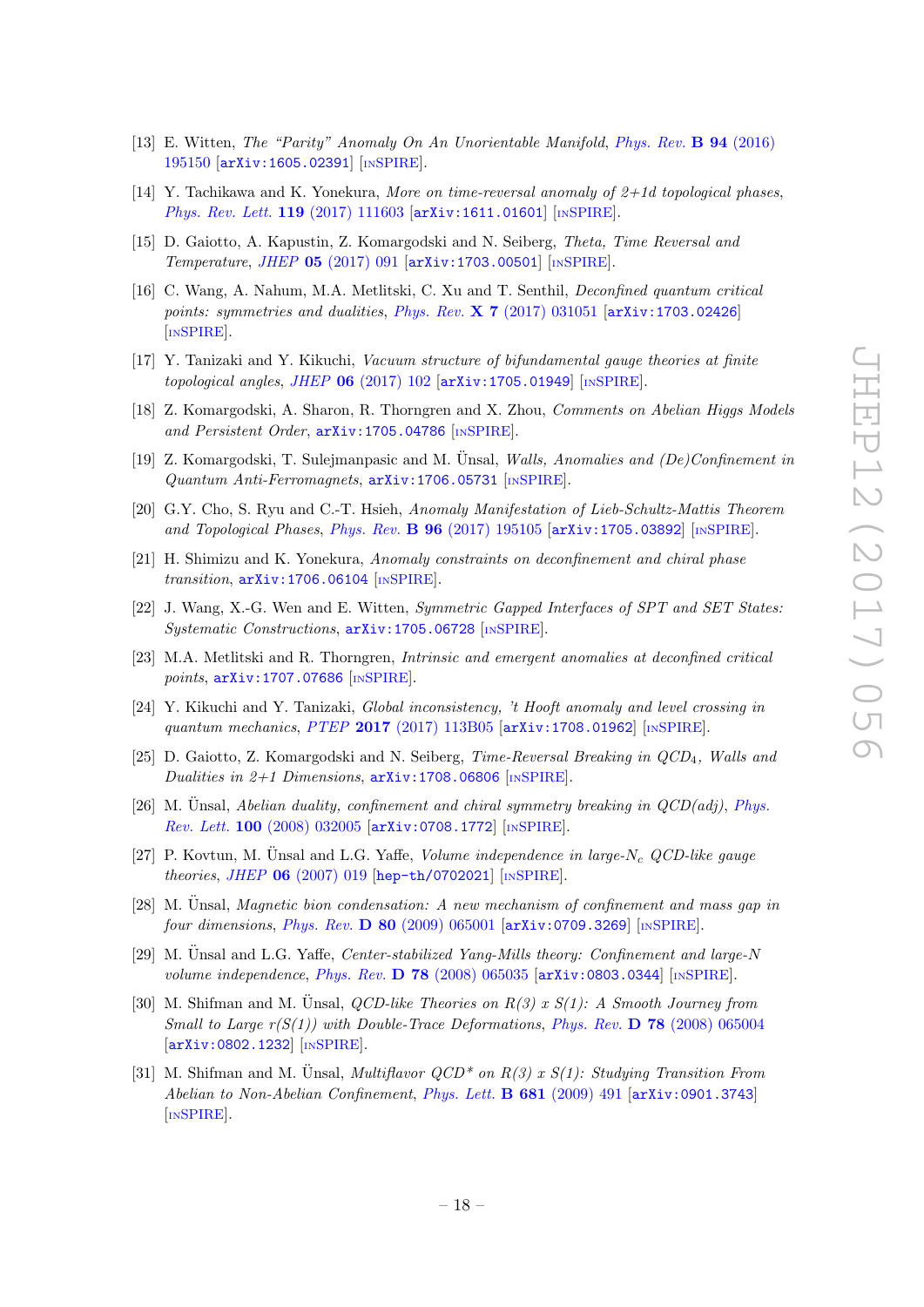- [13] E. Witten, *The "Parity" Anomaly On An Unorientable Manifold*, *Phys. Rev.* **B 94** (2016) 195150 [arXiv:1605.02391] [INSPIRE].
- [14] Y. Tachikawa and K. Yonekura, *More on time-reversal anomaly of 2+1d topological phases*, *Phys. Rev. Lett.* **119** (2017) 111603 [arXiv:1611.01601] [INSPIRE].
- [15] D. Gaiotto, A. Kapustin, Z. Komargodski and N. Seiberg, *Theta, Time Reversal and Temperature*, *JHEP* **05** (2017) 091 [arXiv:1703.00501] [INSPIRE].
- [16] C. Wang, A. Nahum, M.A. Metlitski, C. Xu and T. Senthil, *Deconfined quantum critical points: symmetries and dualities*, *Phys. Rev.* **X 7** (2017) 031051 [arXiv:1703.02426] [INSPIRE].
- [17] Y. Tanizaki and Y. Kikuchi, *Vacuum structure of bifundamental gauge theories at finite topological angles*, *JHEP* **06** (2017) 102 [arXiv:1705.01949] [INSPIRE].
- [18] Z. Komargodski, A. Sharon, R. Thorngren and X. Zhou, *Comments on Abelian Higgs Models and Persistent Order*, arXiv:1705.04786 [INSPIRE].
- [19] Z. Komargodski, T. Sulejmanpasic and M. Ünsal, *Walls, Anomalies and (De)Confinement in Quantum Anti-Ferromagnets*, arXiv:1706.05731 [INSPIRE].
- [20] G.Y. Cho, S. Ryu and C.-T. Hsieh, *Anomaly Manifestation of Lieb-Schultz-Mattis Theorem and Topological Phases*, *Phys. Rev.* **B 96** (2017) 195105 [arXiv:1705.03892] [INSPIRE].
- [21] H. Shimizu and K. Yonekura, *Anomaly constraints on deconfinement and chiral phase transition*, arXiv:1706.06104 [INSPIRE].
- [22] J. Wang, X.-G. Wen and E. Witten, *Symmetric Gapped Interfaces of SPT and SET States: Systematic Constructions*, arXiv:1705.06728 [INSPIRE].
- [23] M.A. Metlitski and R. Thorngren, *Intrinsic and emergent anomalies at deconfined critical points*, arXiv:1707.07686 [INSPIRE].
- [24] Y. Kikuchi and Y. Tanizaki, *Global inconsistency, 't Hooft anomaly and level crossing in quantum mechanics*, *PTEP* **2017** (2017) 113B05 [arXiv:1708.01962] [INSPIRE].
- [25] D. Gaiotto, Z. Komargodski and N. Seiberg, *Time-Reversal Breaking in QCD$_4$, Walls and Dualities in 2+1 Dimensions*, arXiv:1708.06806 [INSPIRE].
- [26] M. Ünsal, *Abelian duality, confinement and chiral symmetry breaking in QCD(adj)*, *Phys. Rev. Lett.* **100** (2008) 032005 [arXiv:0708.1772] [INSPIRE].
- [27] P. Kovtun, M. Ünsal and L.G. Yaffe, *Volume independence in large-$N_c$ QCD-like gauge theories*, *JHEP* **06** (2007) 019 [hep-th/0702021] [INSPIRE].
- [28] M. Ünsal, *Magnetic bion condensation: A new mechanism of confinement and mass gap in four dimensions*, *Phys. Rev.* **D 80** (2009) 065001 [arXiv:0709.3269] [INSPIRE].
- [29] M. Ünsal and L.G. Yaffe, *Center-stabilized Yang-Mills theory: Confinement and large-N volume independence*, *Phys. Rev.* **D 78** (2008) 065035 [arXiv:0803.0344] [INSPIRE].
- [30] M. Shifman and M. Ünsal, *QCD-like Theories on R(3) x S(1): A Smooth Journey from Small to Large r(S(1)) with Double-Trace Deformations*, *Phys. Rev.* **D 78** (2008) 065004 [arXiv:0802.1232] [INSPIRE].
- [31] M. Shifman and M. Ünsal, *Multiflavor QCD* on R(3) x S(1): Studying Transition From Abelian to Non-Abelian Confinement*, *Phys. Lett.* **B 681** (2009) 491 [arXiv:0901.3743] [INSPIRE].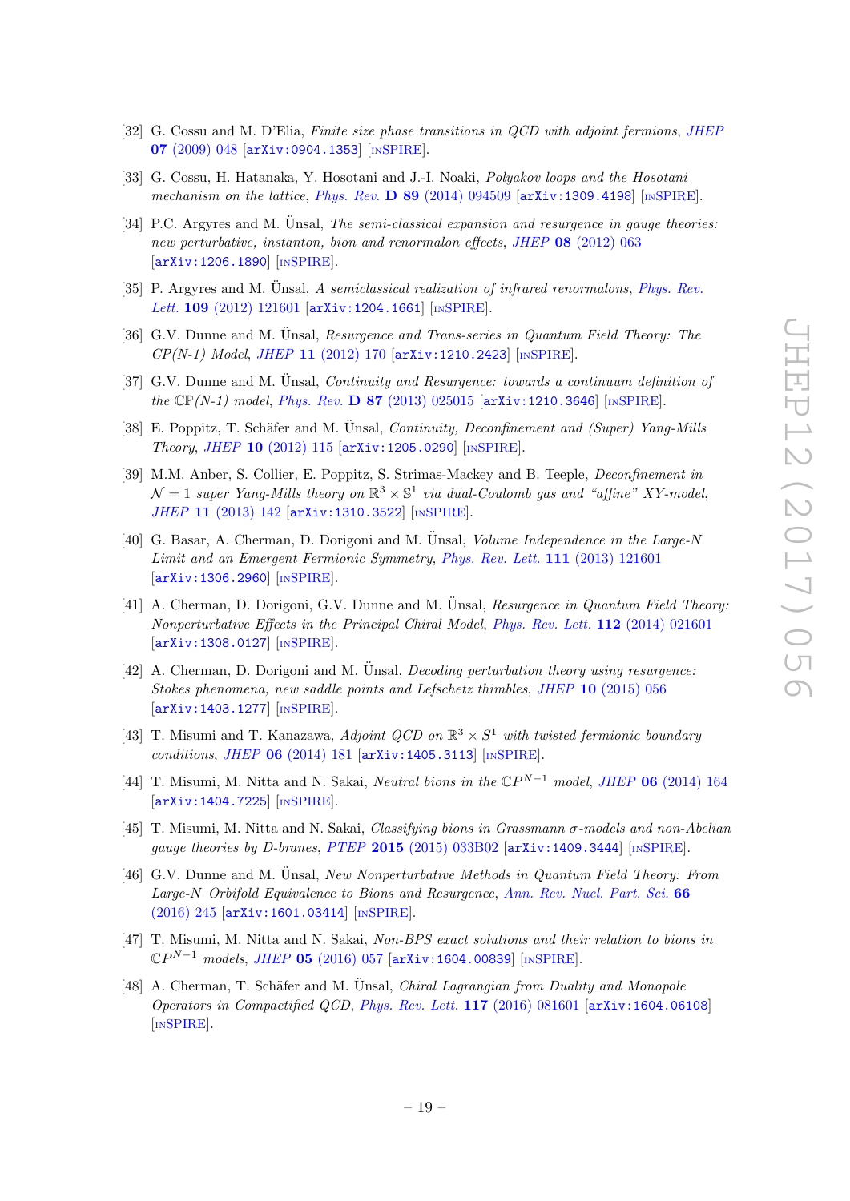- [32] G. Cossu and M. D'Elia, *Finite size phase transitions in QCD with adjoint fermions*, JHEP **07** (2009) 048 [arXiv:0904.1353] [INSPIRE].
- [33] G. Cossu, H. Hatanaka, Y. Hosotani and J.-I. Noaki, *Polyakov loops and the Hosotani mechanism on the lattice*, Phys. Rev. **D 89** (2014) 094509 [arXiv:1309.4198] [INSPIRE].
- [34] P.C. Argyres and M. Ünsal, *The semi-classical expansion and resurgence in gauge theories: new perturbative, instanton, bion and renormalon effects*, JHEP **08** (2012) 063 [arXiv:1206.1890] [INSPIRE].
- [35] P. Argyres and M. Ünsal, *A semiclassical realization of infrared renormalons*, Phys. Rev. Lett. **109** (2012) 121601 [arXiv:1204.1661] [INSPIRE].
- [36] G.V. Dunne and M. Ünsal, *Resurgence and Trans-series in Quantum Field Theory: The CP(N-1) Model*, JHEP **11** (2012) 170 [arXiv:1210.2423] [INSPIRE].
- [37] G.V. Dunne and M. Ünsal, *Continuity and Resurgence: towards a continuum definition of the* $\mathbb{C}\mathbb{P}$*(N-1) model*, Phys. Rev. **D 87** (2013) 025015 [arXiv:1210.3646] [INSPIRE].
- [38] E. Poppitz, T. Schäfer and M. Ünsal, *Continuity, Deconfinement and (Super) Yang-Mills Theory*, JHEP **10** (2012) 115 [arXiv:1205.0290] [INSPIRE].
- [39] M.M. Anber, S. Collier, E. Poppitz, S. Strimas-Mackey and B. Teeple, *Deconfinement in* $\mathcal{N}=1$ *super Yang-Mills theory on* $\mathbb{R}^3\times\mathbb{S}^1$ *via dual-Coulomb gas and "affine" XY-model*, JHEP **11** (2013) 142 [arXiv:1310.3522] [INSPIRE].
- [40] G. Basar, A. Cherman, D. Dorigoni and M. Ünsal, *Volume Independence in the Large-N Limit and an Emergent Fermionic Symmetry*, Phys. Rev. Lett. **111** (2013) 121601 [arXiv:1306.2960] [INSPIRE].
- [41] A. Cherman, D. Dorigoni, G.V. Dunne and M. Ünsal, *Resurgence in Quantum Field Theory: Nonperturbative Effects in the Principal Chiral Model*, Phys. Rev. Lett. **112** (2014) 021601 [arXiv:1308.0127] [INSPIRE].
- [42] A. Cherman, D. Dorigoni and M. Ünsal, *Decoding perturbation theory using resurgence: Stokes phenomena, new saddle points and Lefschetz thimbles*, JHEP **10** (2015) 056 [arXiv:1403.1277] [INSPIRE].
- [43] T. Misumi and T. Kanazawa, *Adjoint QCD on* $\mathbb{R}^3\times S^1$ *with twisted fermionic boundary conditions*, JHEP **06** (2014) 181 [arXiv:1405.3113] [INSPIRE].
- [44] T. Misumi, M. Nitta and N. Sakai, *Neutral bions in the* $\mathbb{C}P^{N-1}$ *model*, JHEP **06** (2014) 164 [arXiv:1404.7225] [INSPIRE].
- [45] T. Misumi, M. Nitta and N. Sakai, *Classifying bions in Grassmann* $\sigma$*-models and non-Abelian gauge theories by D-branes*, PTEP **2015** (2015) 033B02 [arXiv:1409.3444] [INSPIRE].
- [46] G.V. Dunne and M. Ünsal, *New Nonperturbative Methods in Quantum Field Theory: From Large-N Orbifold Equivalence to Bions and Resurgence*, Ann. Rev. Nucl. Part. Sci. **66** (2016) 245 [arXiv:1601.03414] [INSPIRE].
- [47] T. Misumi, M. Nitta and N. Sakai, *Non-BPS exact solutions and their relation to bions in* $\mathbb{C}P^{N-1}$ *models*, JHEP **05** (2016) 057 [arXiv:1604.00839] [INSPIRE].
- [48] A. Cherman, T. Schäfer and M. Ünsal, *Chiral Lagrangian from Duality and Monopole Operators in Compactified QCD*, Phys. Rev. Lett. **117** (2016) 081601 [arXiv:1604.06108] [INSPIRE].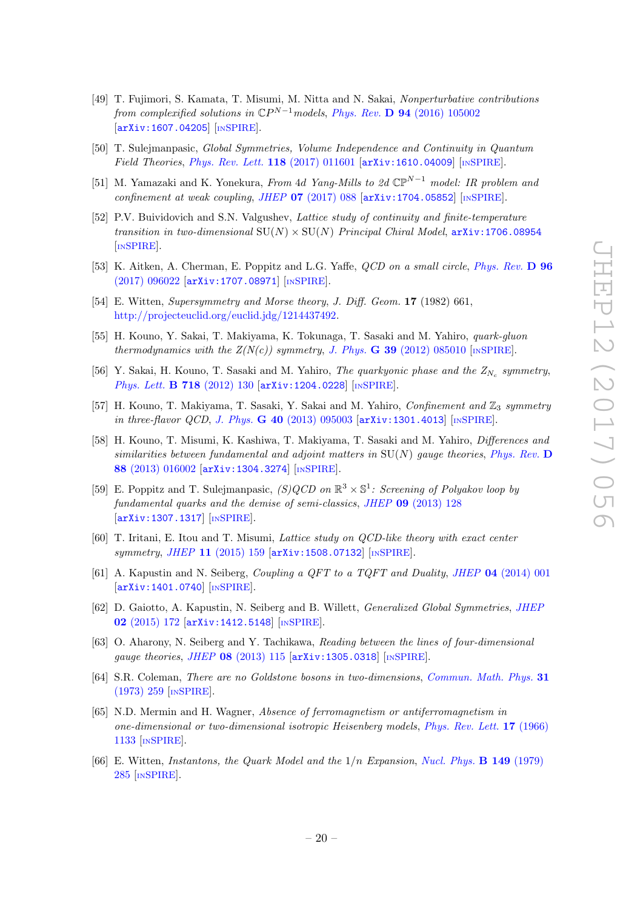[49] T. Fujimori, S. Kamata, T. Misumi, M. Nitta and N. Sakai, *Nonperturbative contributions from complexified solutions in* $\mathbb{C}P^{N-1}$ *models*, *Phys. Rev.* **D 94** (2016) 105002 [arXiv:1607.04205] [INSPIRE].

[50] T. Sulejmanpasic, *Global Symmetries, Volume Independence and Continuity in Quantum Field Theories*, *Phys. Rev. Lett.* **118** (2017) 011601 [arXiv:1610.04009] [INSPIRE].

[51] M. Yamazaki and K. Yonekura, *From 4d Yang-Mills to 2d* $\mathbb{C}\mathbb{P}^{N-1}$ *model: IR problem and confinement at weak coupling*, *JHEP* **07** (2017) 088 [arXiv:1704.05852] [INSPIRE].

[52] P.V. Buividovich and S.N. Valgushev, *Lattice study of continuity and finite-temperature transition in two-dimensional* $\mathrm{SU}(N) \times \mathrm{SU}(N)$ *Principal Chiral Model*, arXiv:1706.08954 [INSPIRE].

[53] K. Aitken, A. Cherman, E. Poppitz and L.G. Yaffe, *QCD on a small circle*, *Phys. Rev.* **D 96** (2017) 096022 [arXiv:1707.08971] [INSPIRE].

[54] E. Witten, *Supersymmetry and Morse theory*, *J. Diff. Geom.* **17** (1982) 661, http://projecteuclid.org/euclid.jdg/1214437492.

[55] H. Kouno, Y. Sakai, T. Makiyama, K. Tokunaga, T. Sasaki and M. Yahiro, *quark-gluon thermodynamics with the Z(N(c)) symmetry*, *J. Phys.* **G 39** (2012) 085010 [INSPIRE].

[56] Y. Sakai, H. Kouno, T. Sasaki and M. Yahiro, *The quarkyonic phase and the* $Z_{N_c}$ *symmetry*, *Phys. Lett.* **B 718** (2012) 130 [arXiv:1204.0228] [INSPIRE].

[57] H. Kouno, T. Makiyama, T. Sasaki, Y. Sakai and M. Yahiro, *Confinement and* $\mathbb{Z}_3$ *symmetry in three-flavor QCD*, *J. Phys.* **G 40** (2013) 095003 [arXiv:1301.4013] [INSPIRE].

[58] H. Kouno, T. Misumi, K. Kashiwa, T. Makiyama, T. Sasaki and M. Yahiro, *Differences and similarities between fundamental and adjoint matters in* $\mathrm{SU}(N)$ *gauge theories*, *Phys. Rev.* **D 88** (2013) 016002 [arXiv:1304.3274] [INSPIRE].

[59] E. Poppitz and T. Sulejmanpasic, *(S)QCD on* $\mathbb{R}^3 \times \mathbb{S}^1$*: Screening of Polyakov loop by fundamental quarks and the demise of semi-classics*, *JHEP* **09** (2013) 128 [arXiv:1307.1317] [INSPIRE].

[60] T. Iritani, E. Itou and T. Misumi, *Lattice study on QCD-like theory with exact center symmetry*, *JHEP* **11** (2015) 159 [arXiv:1508.07132] [INSPIRE].

[61] A. Kapustin and N. Seiberg, *Coupling a QFT to a TQFT and Duality*, *JHEP* **04** (2014) 001 [arXiv:1401.0740] [INSPIRE].

[62] D. Gaiotto, A. Kapustin, N. Seiberg and B. Willett, *Generalized Global Symmetries*, *JHEP* **02** (2015) 172 [arXiv:1412.5148] [INSPIRE].

[63] O. Aharony, N. Seiberg and Y. Tachikawa, *Reading between the lines of four-dimensional gauge theories*, *JHEP* **08** (2013) 115 [arXiv:1305.0318] [INSPIRE].

[64] S.R. Coleman, *There are no Goldstone bosons in two-dimensions*, *Commun. Math. Phys.* **31** (1973) 259 [INSPIRE].

[65] N.D. Mermin and H. Wagner, *Absence of ferromagnetism or antiferromagnetism in one-dimensional or two-dimensional isotropic Heisenberg models*, *Phys. Rev. Lett.* **17** (1966) 1133 [INSPIRE].

[66] E. Witten, *Instantons, the Quark Model and the* $1/n$ *Expansion*, *Nucl. Phys.* **B 149** (1979) 285 [INSPIRE].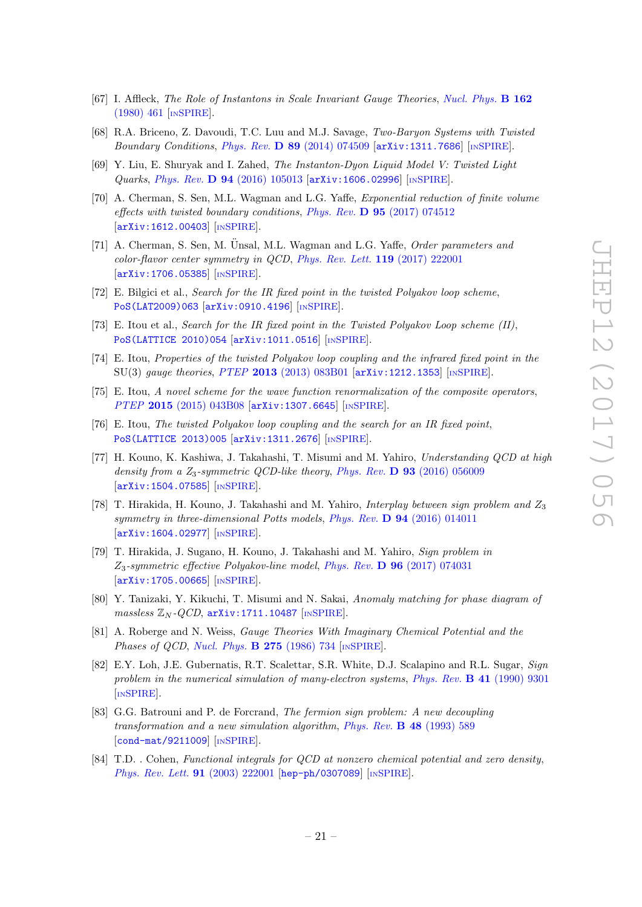[67] I. Affleck, *The Role of Instantons in Scale Invariant Gauge Theories*, *Nucl. Phys.* **B 162** (1980) 461 [INSPIRE].

[68] R.A. Briceno, Z. Davoudi, T.C. Luu and M.J. Savage, *Two-Baryon Systems with Twisted Boundary Conditions*, *Phys. Rev.* **D 89** (2014) 074509 [arXiv:1311.7686] [INSPIRE].

[69] Y. Liu, E. Shuryak and I. Zahed, *The Instanton-Dyon Liquid Model V: Twisted Light Quarks*, *Phys. Rev.* **D 94** (2016) 105013 [arXiv:1606.02996] [INSPIRE].

[70] A. Cherman, S. Sen, M.L. Wagman and L.G. Yaffe, *Exponential reduction of finite volume effects with twisted boundary conditions*, *Phys. Rev.* **D 95** (2017) 074512 [arXiv:1612.00403] [INSPIRE].

[71] A. Cherman, S. Sen, M. Ünsal, M.L. Wagman and L.G. Yaffe, *Order parameters and color-flavor center symmetry in QCD*, *Phys. Rev. Lett.* **119** (2017) 222001 [arXiv:1706.05385] [INSPIRE].

[72] E. Bilgici et al., *Search for the IR fixed point in the twisted Polyakov loop scheme*, PoS(LAT2009)063 [arXiv:0910.4196] [INSPIRE].

[73] E. Itou et al., *Search for the IR fixed point in the Twisted Polyakov Loop scheme (II)*, PoS(LATTICE 2010)054 [arXiv:1011.0516] [INSPIRE].

[74] E. Itou, *Properties of the twisted Polyakov loop coupling and the infrared fixed point in the* SU(3) *gauge theories*, *PTEP* **2013** (2013) 083B01 [arXiv:1212.1353] [INSPIRE].

[75] E. Itou, *A novel scheme for the wave function renormalization of the composite operators*, *PTEP* **2015** (2015) 043B08 [arXiv:1307.6645] [INSPIRE].

[76] E. Itou, *The twisted Polyakov loop coupling and the search for an IR fixed point*, PoS(LATTICE 2013)005 [arXiv:1311.2676] [INSPIRE].

[77] H. Kouno, K. Kashiwa, J. Takahashi, T. Misumi and M. Yahiro, *Understanding QCD at high density from a $Z_3$-symmetric QCD-like theory*, *Phys. Rev.* **D 93** (2016) 056009 [arXiv:1504.07585] [INSPIRE].

[78] T. Hirakida, H. Kouno, J. Takahashi and M. Yahiro, *Interplay between sign problem and $Z_3$ symmetry in three-dimensional Potts models*, *Phys. Rev.* **D 94** (2016) 014011 [arXiv:1604.02977] [INSPIRE].

[79] T. Hirakida, J. Sugano, H. Kouno, J. Takahashi and M. Yahiro, *Sign problem in $Z_3$-symmetric effective Polyakov-line model*, *Phys. Rev.* **D 96** (2017) 074031 [arXiv:1705.00665] [INSPIRE].

[80] Y. Tanizaki, Y. Kikuchi, T. Misumi and N. Sakai, *Anomaly matching for phase diagram of massless $\mathbb{Z}_N$-QCD*, arXiv:1711.10487 [INSPIRE].

[81] A. Roberge and N. Weiss, *Gauge Theories With Imaginary Chemical Potential and the Phases of QCD*, *Nucl. Phys.* **B 275** (1986) 734 [INSPIRE].

[82] E.Y. Loh, J.E. Gubernatis, R.T. Scalettar, S.R. White, D.J. Scalapino and R.L. Sugar, *Sign problem in the numerical simulation of many-electron systems*, *Phys. Rev.* **B 41** (1990) 9301 [INSPIRE].

[83] G.G. Batrouni and P. de Forcrand, *The fermion sign problem: A new decoupling transformation and a new simulation algorithm*, *Phys. Rev.* **B 48** (1993) 589 [cond-mat/9211009] [INSPIRE].

[84] T.D. . Cohen, *Functional integrals for QCD at nonzero chemical potential and zero density*, *Phys. Rev. Lett.* **91** (2003) 222001 [hep-ph/0307089] [INSPIRE].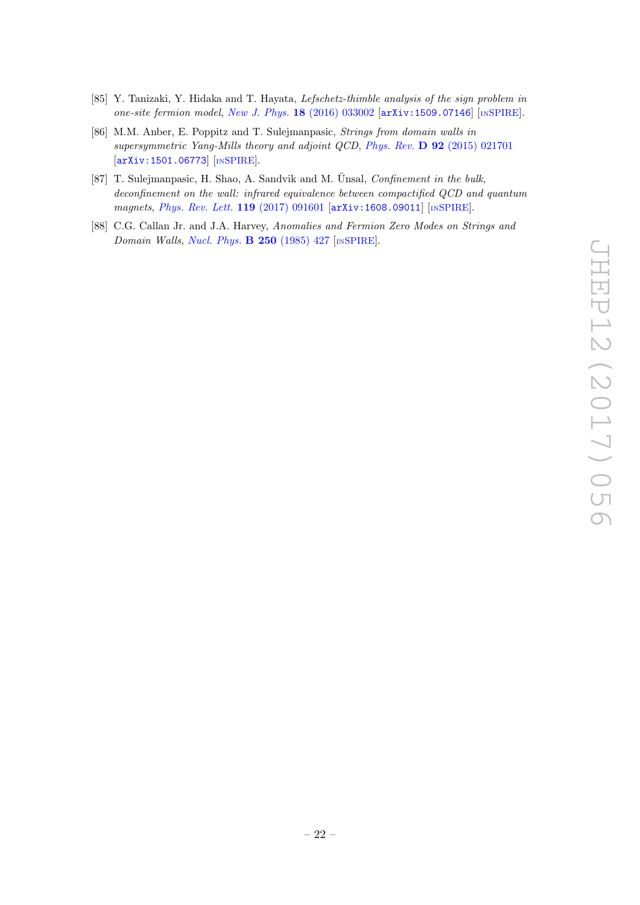[85] Y. Tanizaki, Y. Hidaka and T. Hayata, *Lefschetz-thimble analysis of the sign problem in one-site fermion model*, New J. Phys. **18** (2016) 033002 [arXiv:1509.07146] [INSPIRE].

[86] M.M. Anber, E. Poppitz and T. Sulejmanpasic, *Strings from domain walls in supersymmetric Yang-Mills theory and adjoint QCD*, Phys. Rev. **D 92** (2015) 021701 [arXiv:1501.06773] [INSPIRE].

[87] T. Sulejmanpasic, H. Shao, A. Sandvik and M. Ünsal, *Confinement in the bulk, deconfinement on the wall: infrared equivalence between compactified QCD and quantum magnets*, Phys. Rev. Lett. **119** (2017) 091601 [arXiv:1608.09011] [INSPIRE].

[88] C.G. Callan Jr. and J.A. Harvey, *Anomalies and Fermion Zero Modes on Strings and Domain Walls*, Nucl. Phys. **B 250** (1985) 427 [INSPIRE].